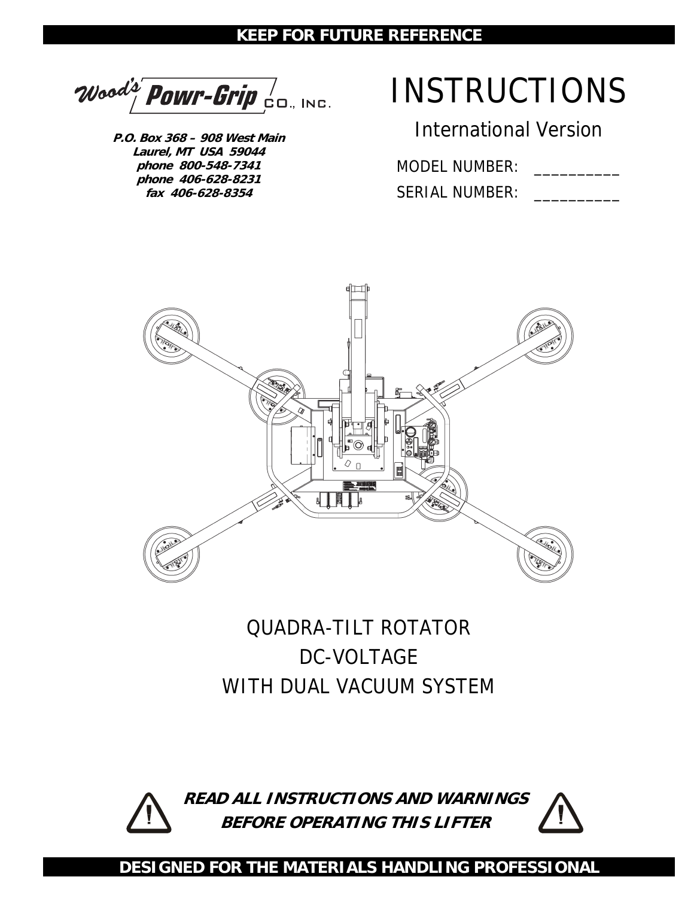**KEEP FOR FUTURE REFERENCE**

Wood's Powr-Grip CO., INC.

**P.O. Box 368 – 908 West Main**
**Laurel, MT USA 59044**
**phone 800-548-7341**
**phone 406-628-8231**
**fax 406-628-8354**

# INSTRUCTIONS

## International Version

MODEL NUMBER: __________

SERIAL NUMBER: __________

QUADRA-TILT ROTATOR
DC-VOLTAGE
WITH DUAL VACUUM SYSTEM

***READ ALL INSTRUCTIONS AND WARNINGS BEFORE OPERATING THIS LIFTER***

**DESIGNED FOR THE MATERIALS HANDLING PROFESSIONAL**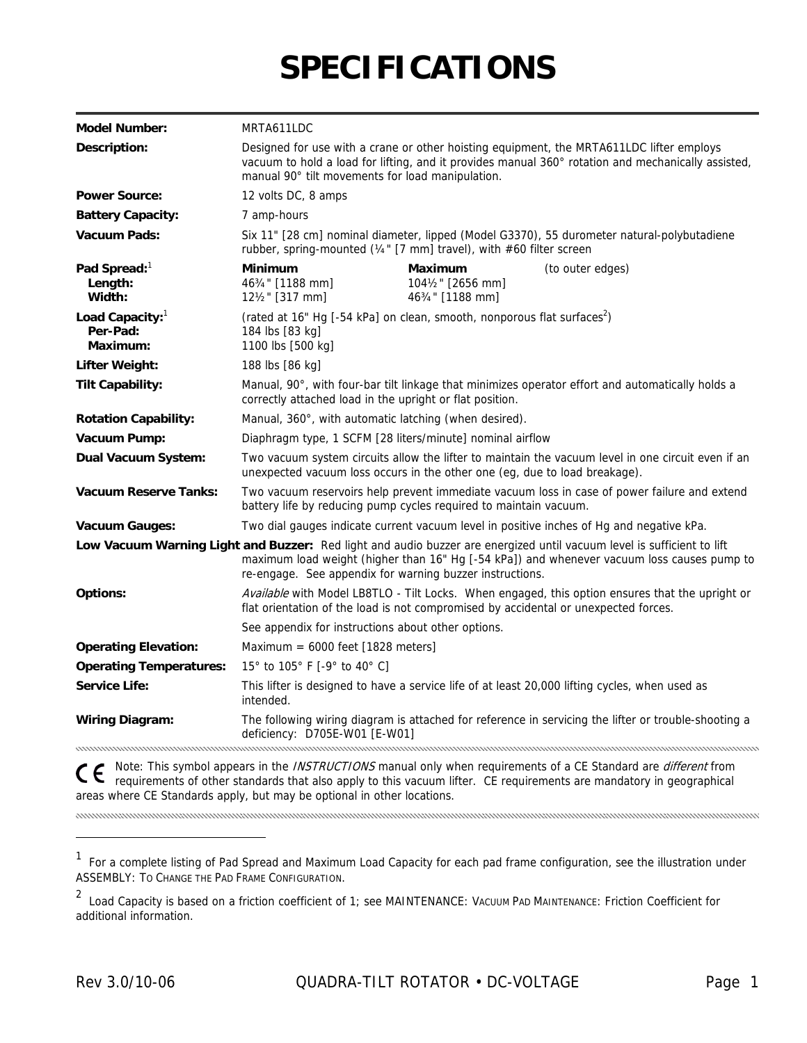# SPECIFICATIONS

| | | | |
|---|---|---|---|
| **Model Number:** | MRTA611LDC | | |
| **Description:** | Designed for use with a crane or other hoisting equipment, the MRTA611LDC lifter employs vacuum to hold a load for lifting, and it provides manual 360° rotation and mechanically assisted, manual 90° tilt movements for load manipulation. | | |
| **Power Source:** | 12 volts DC, 8 amps | | |
| **Battery Capacity:** | 7 amp-hours | | |
| **Vacuum Pads:** | Six 11" [28 cm] nominal diameter, lipped (Model G3370), 55 durometer natural-polybutadiene rubber, spring-mounted (¼" [7 mm] travel), with #60 filter screen | | |
| **Pad Spread:**[1] | **Minimum** | **Maximum** | (to outer edges) |
| **Length:** | 46¾" [1188 mm] | 104½" [2656 mm] | |
| **Width:** | 12½" [317 mm] | 46¾" [1188 mm] | |
| **Load Capacity:**[1] | (rated at 16" Hg [-54 kPa] on clean, smooth, nonporous flat surfaces[2]) | | |
| **Per-Pad:** | 184 lbs [83 kg] | | |
| **Maximum:** | 1100 lbs [500 kg] | | |
| **Lifter Weight:** | 188 lbs [86 kg] | | |
| **Tilt Capability:** | Manual, 90°, with four-bar tilt linkage that minimizes operator effort and automatically holds a correctly attached load in the upright or flat position. | | |
| **Rotation Capability:** | Manual, 360°, with automatic latching (when desired). | | |
| **Vacuum Pump:** | Diaphragm type, 1 SCFM [28 liters/minute] nominal airflow | | |
| **Dual Vacuum System:** | Two vacuum system circuits allow the lifter to maintain the vacuum level in one circuit even if an unexpected vacuum loss occurs in the other one (eg, due to load breakage). | | |
| **Vacuum Reserve Tanks:** | Two vacuum reservoirs help prevent immediate vacuum loss in case of power failure and extend battery life by reducing pump cycles required to maintain vacuum. | | |
| **Vacuum Gauges:** | Two dial gauges indicate current vacuum level in positive inches of Hg and negative kPa. | | |
| **Low Vacuum Warning Light and Buzzer:** | Red light and audio buzzer are energized until vacuum level is sufficient to lift maximum load weight (higher than 16" Hg [-54 kPa]) and whenever vacuum loss causes pump to re-engage. See appendix for warning buzzer instructions. | | |
| **Options:** | *Available* with Model LB8TLO - Tilt Locks. When engaged, this option ensures that the upright or flat orientation of the load is not compromised by accidental or unexpected forces. See appendix for instructions about other options. | | |
| **Operating Elevation:** | Maximum = 6000 feet [1828 meters] | | |
| **Operating Temperatures:** | 15° to 105° F [-9° to 40° C] | | |
| **Service Life:** | This lifter is designed to have a service life of at least 20,000 lifting cycles, when used as intended. | | |
| **Wiring Diagram:** | The following wiring diagram is attached for reference in servicing the lifter or trouble-shooting a deficiency: D705E-W01 [E-W01] | | |

CE Note: This symbol appears in the *INSTRUCTIONS* manual only when requirements of a CE Standard are *different* from requirements of other standards that also apply to this vacuum lifter. CE requirements are mandatory in geographical areas where CE Standards apply, but may be optional in other locations.

---

[1] For a complete listing of Pad Spread and Maximum Load Capacity for each pad frame configuration, see the illustration under ASSEMBLY: TO CHANGE THE PAD FRAME CONFIGURATION.

[2] Load Capacity is based on a friction coefficient of 1; see MAINTENANCE: VACUUM PAD MAINTENANCE: Friction Coefficient for additional information.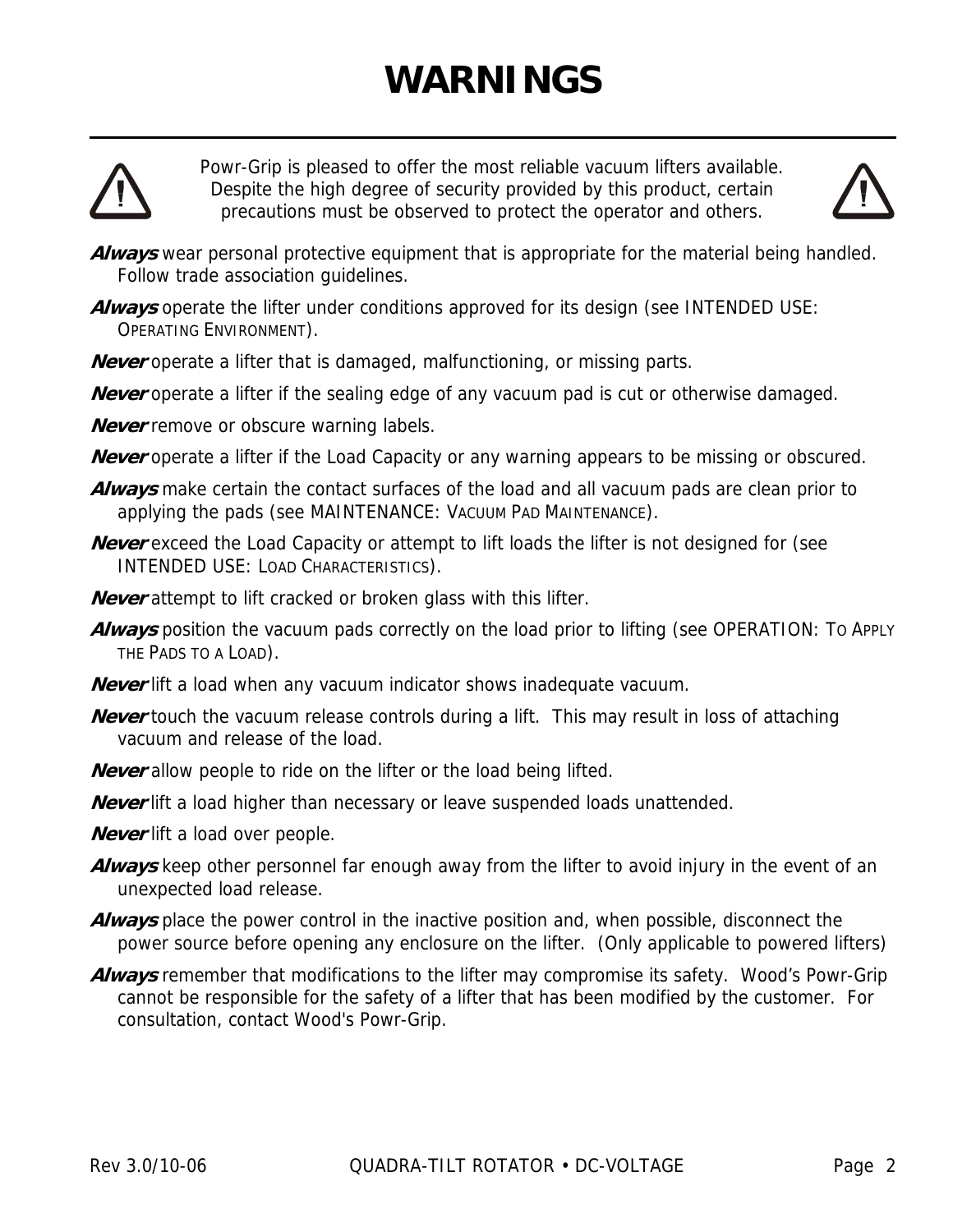# WARNINGS

Powr-Grip is pleased to offer the most reliable vacuum lifters available. Despite the high degree of security provided by this product, certain precautions must be observed to protect the operator and others.

***Always*** wear personal protective equipment that is appropriate for the material being handled. Follow trade association guidelines.

***Always*** operate the lifter under conditions approved for its design (see INTENDED USE: OPERATING ENVIRONMENT).

***Never*** operate a lifter that is damaged, malfunctioning, or missing parts.

***Never*** operate a lifter if the sealing edge of any vacuum pad is cut or otherwise damaged.

***Never*** remove or obscure warning labels.

***Never*** operate a lifter if the Load Capacity or any warning appears to be missing or obscured.

***Always*** make certain the contact surfaces of the load and all vacuum pads are clean prior to applying the pads (see MAINTENANCE: VACUUM PAD MAINTENANCE).

***Never*** exceed the Load Capacity or attempt to lift loads the lifter is not designed for (see INTENDED USE: LOAD CHARACTERISTICS).

***Never*** attempt to lift cracked or broken glass with this lifter.

***Always*** position the vacuum pads correctly on the load prior to lifting (see OPERATION: TO APPLY THE PADS TO A LOAD).

***Never*** lift a load when any vacuum indicator shows inadequate vacuum.

***Never*** touch the vacuum release controls during a lift. This may result in loss of attaching vacuum and release of the load.

***Never*** allow people to ride on the lifter or the load being lifted.

***Never*** lift a load higher than necessary or leave suspended loads unattended.

***Never*** lift a load over people.

***Always*** keep other personnel far enough away from the lifter to avoid injury in the event of an unexpected load release.

***Always*** place the power control in the inactive position and, when possible, disconnect the power source before opening any enclosure on the lifter. (Only applicable to powered lifters)

***Always*** remember that modifications to the lifter may compromise its safety. Wood's Powr-Grip cannot be responsible for the safety of a lifter that has been modified by the customer. For consultation, contact Wood's Powr-Grip.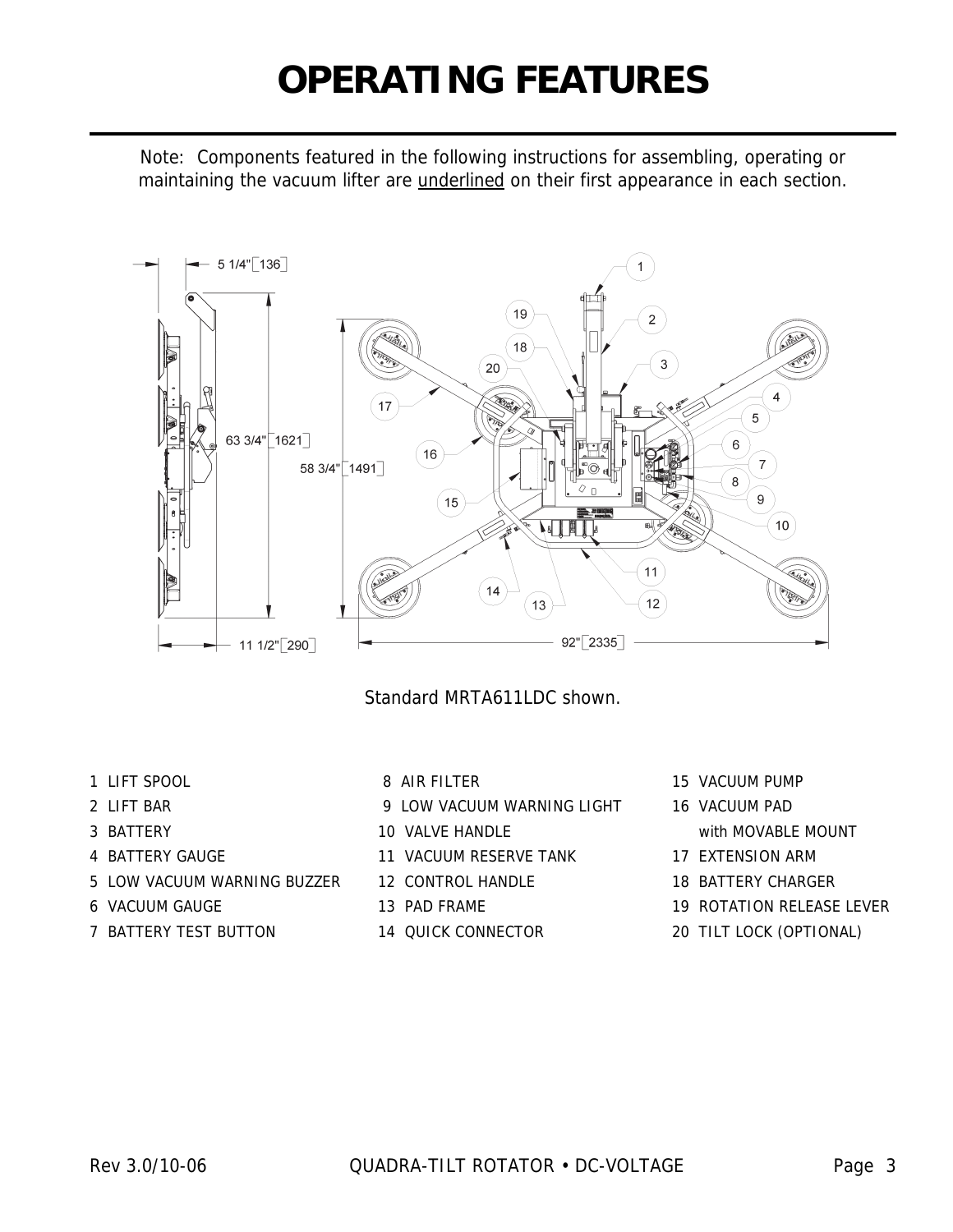# OPERATING FEATURES

Note: Components featured in the following instructions for assembling, operating or maintaining the vacuum lifter are <u>underlined</u> on their first appearance in each section.

Standard MRTA611LDC shown.

1 LIFT SPOOL
2 LIFT BAR
3 BATTERY
4 BATTERY GAUGE
5 LOW VACUUM WARNING BUZZER
6 VACUUM GAUGE
7 BATTERY TEST BUTTON
8 AIR FILTER
9 LOW VACUUM WARNING LIGHT
10 VALVE HANDLE
11 VACUUM RESERVE TANK
12 CONTROL HANDLE
13 PAD FRAME
14 QUICK CONNECTOR
15 VACUUM PUMP
16 VACUUM PAD with MOVABLE MOUNT
17 EXTENSION ARM
18 BATTERY CHARGER
19 ROTATION RELEASE LEVER
20 TILT LOCK (OPTIONAL)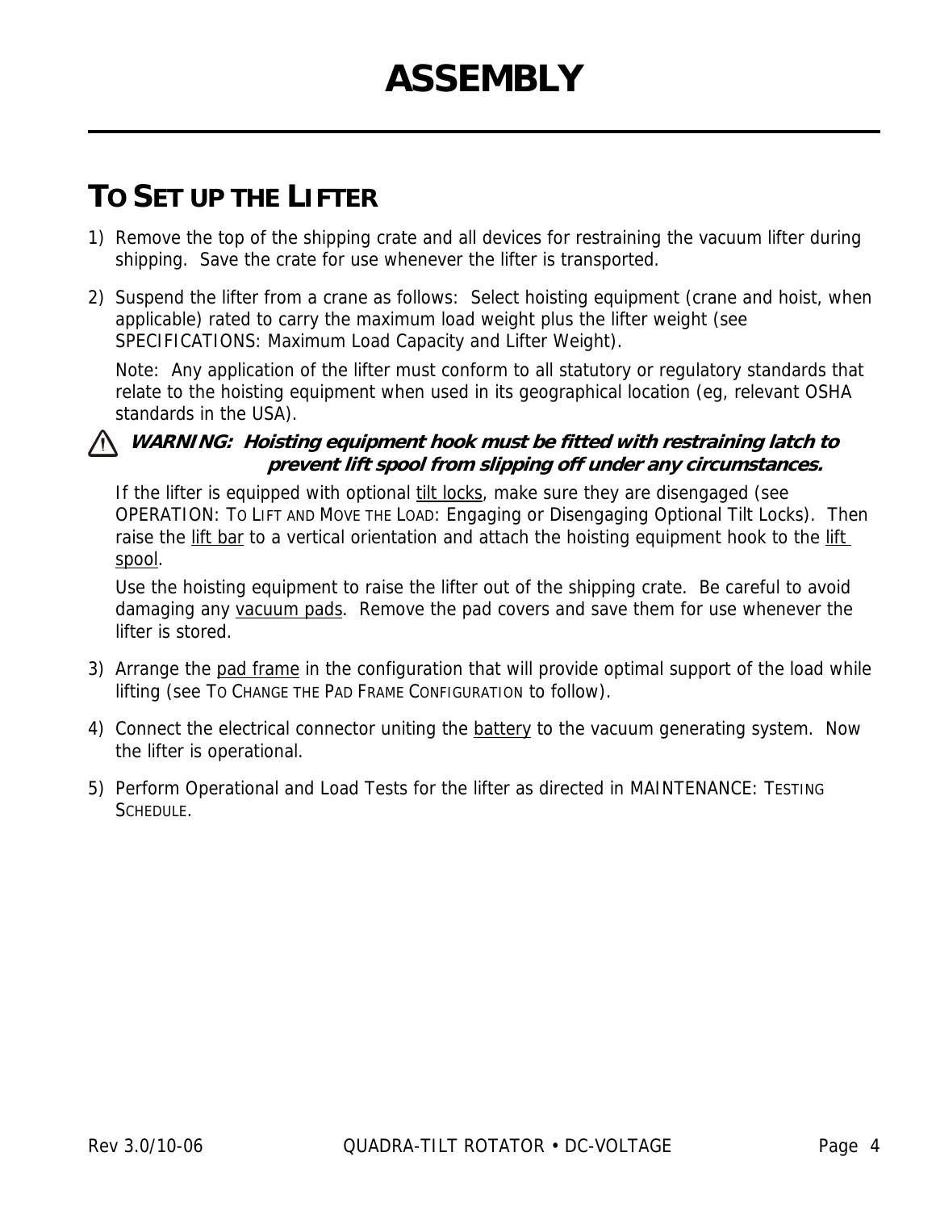# ASSEMBLY

## TO SET UP THE LIFTER

1) Remove the top of the shipping crate and all devices for restraining the vacuum lifter during shipping. Save the crate for use whenever the lifter is transported.

2) Suspend the lifter from a crane as follows: Select hoisting equipment (crane and hoist, when applicable) rated to carry the maximum load weight plus the lifter weight (see SPECIFICATIONS: Maximum Load Capacity and Lifter Weight).

   Note: Any application of the lifter must conform to all statutory or regulatory standards that relate to the hoisting equipment when used in its geographical location (eg, relevant OSHA standards in the USA).

   ⚠ ***WARNING: Hoisting equipment hook must be fitted with restraining latch to prevent lift spool from slipping off under any circumstances.***

   If the lifter is equipped with optional tilt locks, make sure they are disengaged (see OPERATION: TO LIFT AND MOVE THE LOAD: Engaging or Disengaging Optional Tilt Locks). Then raise the lift bar to a vertical orientation and attach the hoisting equipment hook to the lift spool.

   Use the hoisting equipment to raise the lifter out of the shipping crate. Be careful to avoid damaging any vacuum pads. Remove the pad covers and save them for use whenever the lifter is stored.

3) Arrange the pad frame in the configuration that will provide optimal support of the load while lifting (see TO CHANGE THE PAD FRAME CONFIGURATION to follow).

4) Connect the electrical connector uniting the battery to the vacuum generating system. Now the lifter is operational.

5) Perform Operational and Load Tests for the lifter as directed in MAINTENANCE: TESTING SCHEDULE.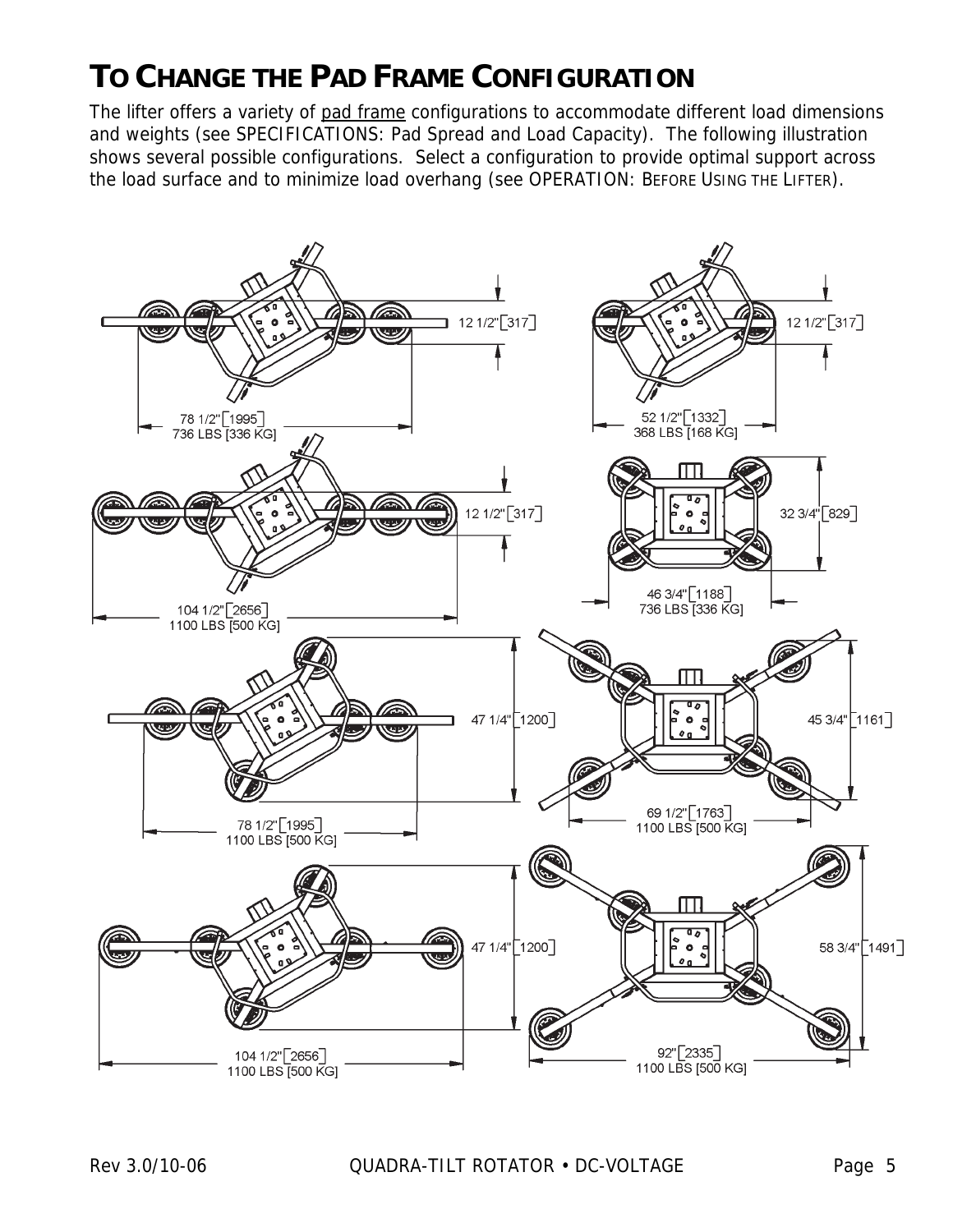# TO CHANGE THE PAD FRAME CONFIGURATION

The lifter offers a variety of pad frame configurations to accommodate different load dimensions and weights (see SPECIFICATIONS: Pad Spread and Load Capacity). The following illustration shows several possible configurations. Select a configuration to provide optimal support across the load surface and to minimize load overhang (see OPERATION: BEFORE USING THE LIFTER).

12 1/2" [317]

78 1/2" [1995]
736 LBS [336 KG]

12 1/2" [317]

52 1/2" [1332]
368 LBS [168 KG]

12 1/2" [317]

104 1/2" [2656]
1100 LBS [500 KG]

32 3/4" [829]

46 3/4" [1188]
736 LBS [336 KG]

47 1/4" [1200]

78 1/2" [1995]
1100 LBS [500 KG]

45 3/4" [1161]

69 1/2" [1763]
1100 LBS [500 KG]

47 1/4" [1200]

104 1/2" [2656]
1100 LBS [500 KG]

58 3/4" [1491]

92" [2335]
1100 LBS [500 KG]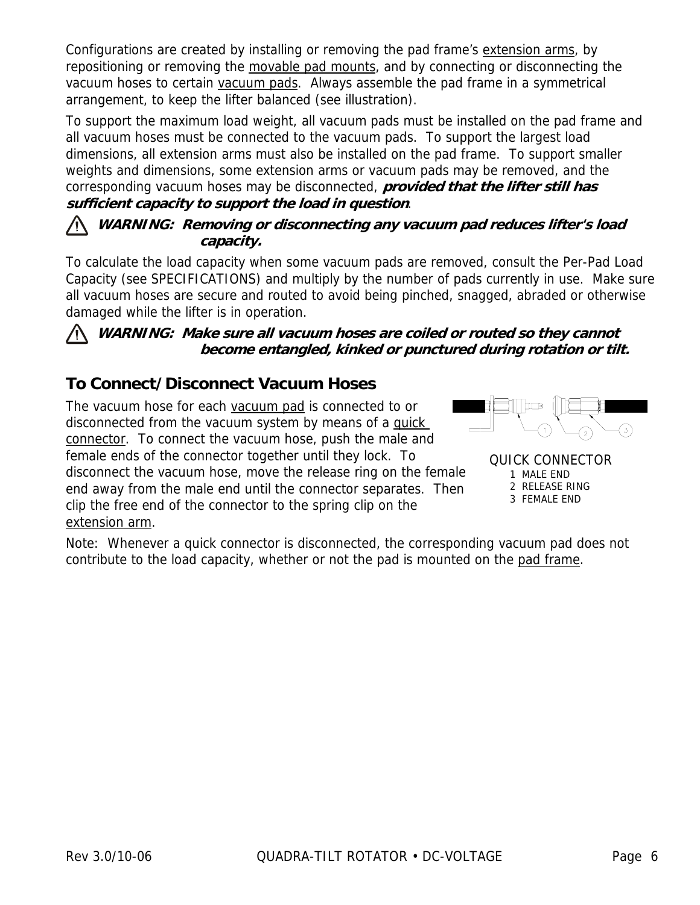Configurations are created by installing or removing the pad frame's <u>extension arms</u>, by repositioning or removing the <u>movable pad mounts</u>, and by connecting or disconnecting the vacuum hoses to certain <u>vacuum pads</u>. Always assemble the pad frame in a symmetrical arrangement, to keep the lifter balanced (see illustration).

To support the maximum load weight, all vacuum pads must be installed on the pad frame and all vacuum hoses must be connected to the vacuum pads. To support the largest load dimensions, all extension arms must also be installed on the pad frame. To support smaller weights and dimensions, some extension arms or vacuum pads may be removed, and the corresponding vacuum hoses may be disconnected, ***provided that the lifter still has sufficient capacity to support the load in question***.

⚠ ***WARNING: Removing or disconnecting any vacuum pad reduces lifter's load capacity.***

To calculate the load capacity when some vacuum pads are removed, consult the Per-Pad Load Capacity (see SPECIFICATIONS) and multiply by the number of pads currently in use. Make sure all vacuum hoses are secure and routed to avoid being pinched, snagged, abraded or otherwise damaged while the lifter is in operation.

⚠ ***WARNING: Make sure all vacuum hoses are coiled or routed so they cannot become entangled, kinked or punctured during rotation or tilt.***

## To Connect/Disconnect Vacuum Hoses

The vacuum hose for each <u>vacuum pad</u> is connected to or disconnected from the vacuum system by means of a <u>quick connector</u>. To connect the vacuum hose, push the male and female ends of the connector together until they lock. To disconnect the vacuum hose, move the release ring on the female end away from the male end until the connector separates. Then clip the free end of the connector to the spring clip on the <u>extension arm</u>.

QUICK CONNECTOR
1 MALE END
2 RELEASE RING
3 FEMALE END

Note: Whenever a quick connector is disconnected, the corresponding vacuum pad does not contribute to the load capacity, whether or not the pad is mounted on the <u>pad frame</u>.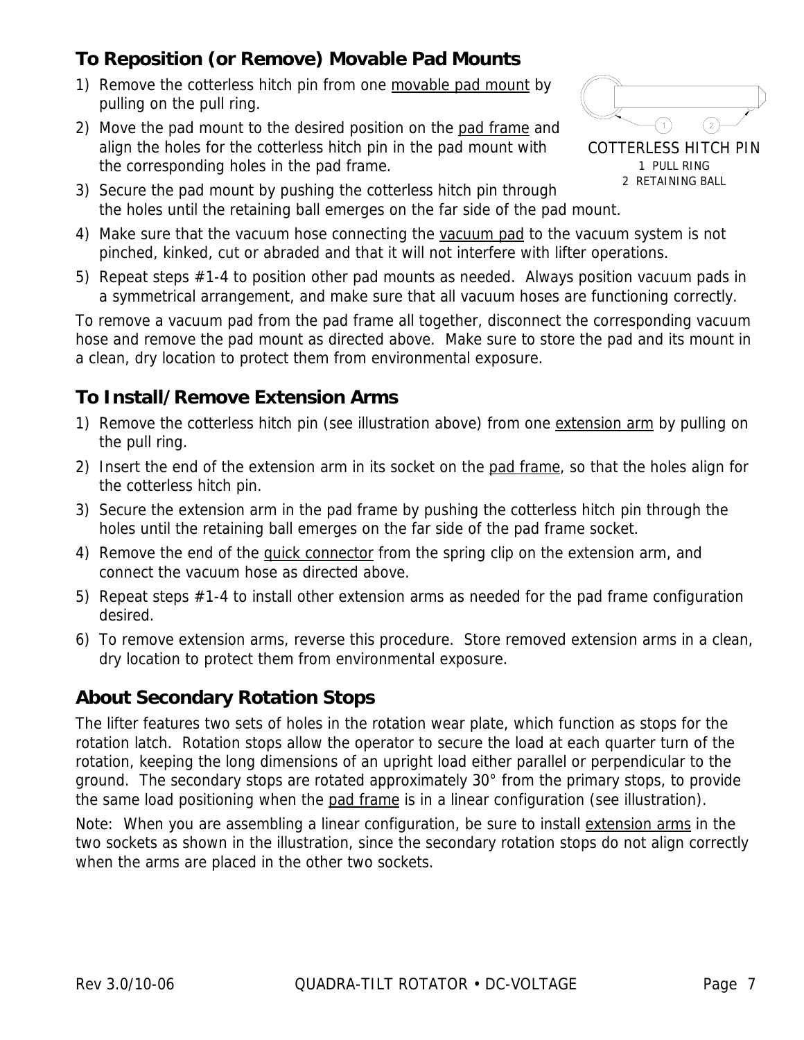## To Reposition (or Remove) Movable Pad Mounts

1) Remove the cotterless hitch pin from one movable pad mount by pulling on the pull ring.
2) Move the pad mount to the desired position on the pad frame and align the holes for the cotterless hitch pin in the pad mount with the corresponding holes in the pad frame.
3) Secure the pad mount by pushing the cotterless hitch pin through the holes until the retaining ball emerges on the far side of the pad mount.
4) Make sure that the vacuum hose connecting the vacuum pad to the vacuum system is not pinched, kinked, cut or abraded and that it will not interfere with lifter operations.
5) Repeat steps #1-4 to position other pad mounts as needed. Always position vacuum pads in a symmetrical arrangement, and make sure that all vacuum hoses are functioning correctly.

COTTERLESS HITCH PIN
1 PULL RING
2 RETAINING BALL

To remove a vacuum pad from the pad frame all together, disconnect the corresponding vacuum hose and remove the pad mount as directed above. Make sure to store the pad and its mount in a clean, dry location to protect them from environmental exposure.

## To Install/Remove Extension Arms

1) Remove the cotterless hitch pin (see illustration above) from one extension arm by pulling on the pull ring.
2) Insert the end of the extension arm in its socket on the pad frame, so that the holes align for the cotterless hitch pin.
3) Secure the extension arm in the pad frame by pushing the cotterless hitch pin through the holes until the retaining ball emerges on the far side of the pad frame socket.
4) Remove the end of the quick connector from the spring clip on the extension arm, and connect the vacuum hose as directed above.
5) Repeat steps #1-4 to install other extension arms as needed for the pad frame configuration desired.
6) To remove extension arms, reverse this procedure. Store removed extension arms in a clean, dry location to protect them from environmental exposure.

## About Secondary Rotation Stops

The lifter features two sets of holes in the rotation wear plate, which function as stops for the rotation latch. Rotation stops allow the operator to secure the load at each quarter turn of the rotation, keeping the long dimensions of an upright load either parallel or perpendicular to the ground. The secondary stops are rotated approximately 30° from the primary stops, to provide the same load positioning when the pad frame is in a linear configuration (see illustration).

Note: When you are assembling a linear configuration, be sure to install extension arms in the two sockets as shown in the illustration, since the secondary rotation stops do not align correctly when the arms are placed in the other two sockets.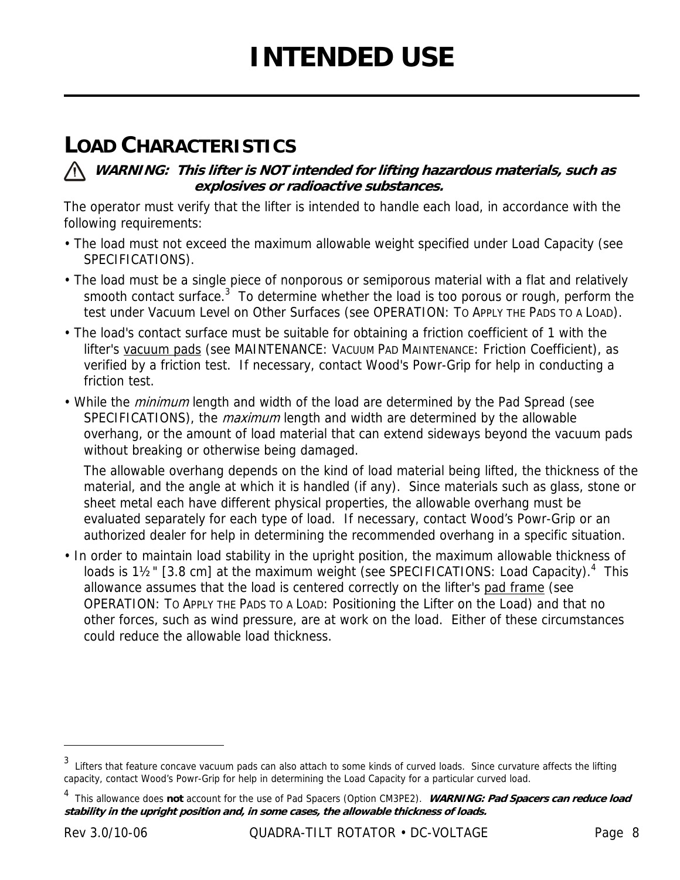# INTENDED USE

## LOAD CHARACTERISTICS

⚠ ***WARNING: This lifter is NOT intended for lifting hazardous materials, such as explosives or radioactive substances.***

The operator must verify that the lifter is intended to handle each load, in accordance with the following requirements:

- The load must not exceed the maximum allowable weight specified under Load Capacity (see SPECIFICATIONS).
- The load must be a single piece of nonporous or semiporous material with a flat and relatively smooth contact surface.[3] To determine whether the load is too porous or rough, perform the test under Vacuum Level on Other Surfaces (see OPERATION: TO APPLY THE PADS TO A LOAD).
- The load's contact surface must be suitable for obtaining a friction coefficient of 1 with the lifter's vacuum pads (see MAINTENANCE: VACUUM PAD MAINTENANCE: Friction Coefficient), as verified by a friction test. If necessary, contact Wood's Powr-Grip for help in conducting a friction test.
- While the *minimum* length and width of the load are determined by the Pad Spread (see SPECIFICATIONS), the *maximum* length and width are determined by the allowable overhang, or the amount of load material that can extend sideways beyond the vacuum pads without breaking or otherwise being damaged.

  The allowable overhang depends on the kind of load material being lifted, the thickness of the material, and the angle at which it is handled (if any). Since materials such as glass, stone or sheet metal each have different physical properties, the allowable overhang must be evaluated separately for each type of load. If necessary, contact Wood's Powr-Grip or an authorized dealer for help in determining the recommended overhang in a specific situation.
- In order to maintain load stability in the upright position, the maximum allowable thickness of loads is 1½" [3.8 cm] at the maximum weight (see SPECIFICATIONS: Load Capacity).[4] This allowance assumes that the load is centered correctly on the lifter's pad frame (see OPERATION: TO APPLY THE PADS TO A LOAD: Positioning the Lifter on the Load) and that no other forces, such as wind pressure, are at work on the load. Either of these circumstances could reduce the allowable load thickness.

---

[3] Lifters that feature concave vacuum pads can also attach to some kinds of curved loads. Since curvature affects the lifting capacity, contact Wood's Powr-Grip for help in determining the Load Capacity for a particular curved load.

[4] This allowance does **not** account for the use of Pad Spacers (Option CM3PE2). ***WARNING: Pad Spacers can reduce load stability in the upright position and, in some cases, the allowable thickness of loads.***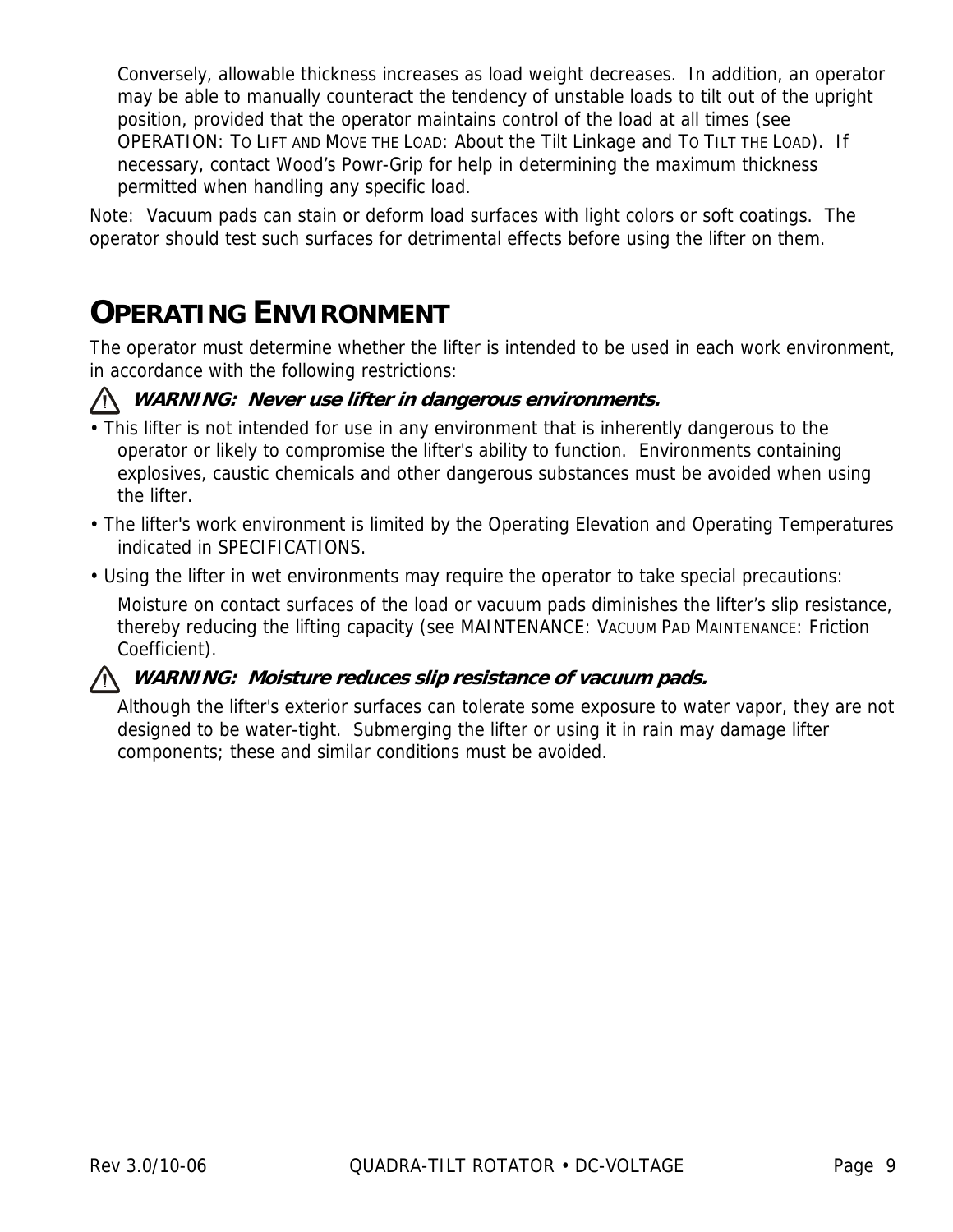Conversely, allowable thickness increases as load weight decreases. In addition, an operator may be able to manually counteract the tendency of unstable loads to tilt out of the upright position, provided that the operator maintains control of the load at all times (see OPERATION: TO LIFT AND MOVE THE LOAD: About the Tilt Linkage and TO TILT THE LOAD). If necessary, contact Wood's Powr-Grip for help in determining the maximum thickness permitted when handling any specific load.

Note: Vacuum pads can stain or deform load surfaces with light colors or soft coatings. The operator should test such surfaces for detrimental effects before using the lifter on them.

# OPERATING ENVIRONMENT

The operator must determine whether the lifter is intended to be used in each work environment, in accordance with the following restrictions:

⚠ ***WARNING: Never use lifter in dangerous environments.***

- This lifter is not intended for use in any environment that is inherently dangerous to the operator or likely to compromise the lifter's ability to function. Environments containing explosives, caustic chemicals and other dangerous substances must be avoided when using the lifter.
- The lifter's work environment is limited by the Operating Elevation and Operating Temperatures indicated in SPECIFICATIONS.
- Using the lifter in wet environments may require the operator to take special precautions:

  Moisture on contact surfaces of the load or vacuum pads diminishes the lifter's slip resistance, thereby reducing the lifting capacity (see MAINTENANCE: VACUUM PAD MAINTENANCE: Friction Coefficient).

  ⚠ ***WARNING: Moisture reduces slip resistance of vacuum pads.***

  Although the lifter's exterior surfaces can tolerate some exposure to water vapor, they are not designed to be water-tight. Submerging the lifter or using it in rain may damage lifter components; these and similar conditions must be avoided.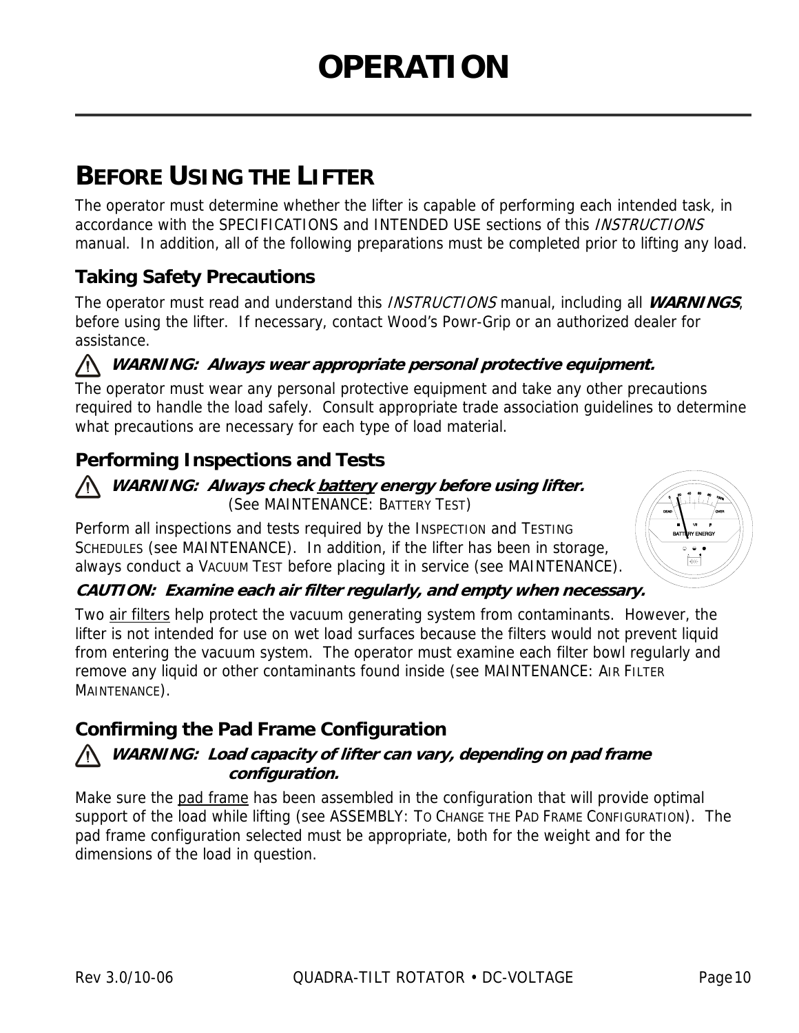# OPERATION

## BEFORE USING THE LIFTER

The operator must determine whether the lifter is capable of performing each intended task, in accordance with the SPECIFICATIONS and INTENDED USE sections of this *INSTRUCTIONS* manual. In addition, all of the following preparations must be completed prior to lifting any load.

### Taking Safety Precautions

The operator must read and understand this *INSTRUCTIONS* manual, including all ***WARNINGS***, before using the lifter. If necessary, contact Wood's Powr-Grip or an authorized dealer for assistance.

⚠ ***WARNING: Always wear appropriate personal protective equipment.***

The operator must wear any personal protective equipment and take any other precautions required to handle the load safely. Consult appropriate trade association guidelines to determine what precautions are necessary for each type of load material.

### Performing Inspections and Tests

⚠ ***WARNING: Always check battery energy before using lifter.***
(See MAINTENANCE: BATTERY TEST)

Perform all inspections and tests required by the INSPECTION and TESTING SCHEDULES (see MAINTENANCE). In addition, if the lifter has been in storage, always conduct a VACUUM TEST before placing it in service (see MAINTENANCE).

***CAUTION: Examine each air filter regularly, and empty when necessary.***

Two air filters help protect the vacuum generating system from contaminants. However, the lifter is not intended for use on wet load surfaces because the filters would not prevent liquid from entering the vacuum system. The operator must examine each filter bowl regularly and remove any liquid or other contaminants found inside (see MAINTENANCE: AIR FILTER MAINTENANCE).

### Confirming the Pad Frame Configuration

⚠ ***WARNING: Load capacity of lifter can vary, depending on pad frame configuration.***

Make sure the pad frame has been assembled in the configuration that will provide optimal support of the load while lifting (see ASSEMBLY: TO CHANGE THE PAD FRAME CONFIGURATION). The pad frame configuration selected must be appropriate, both for the weight and for the dimensions of the load in question.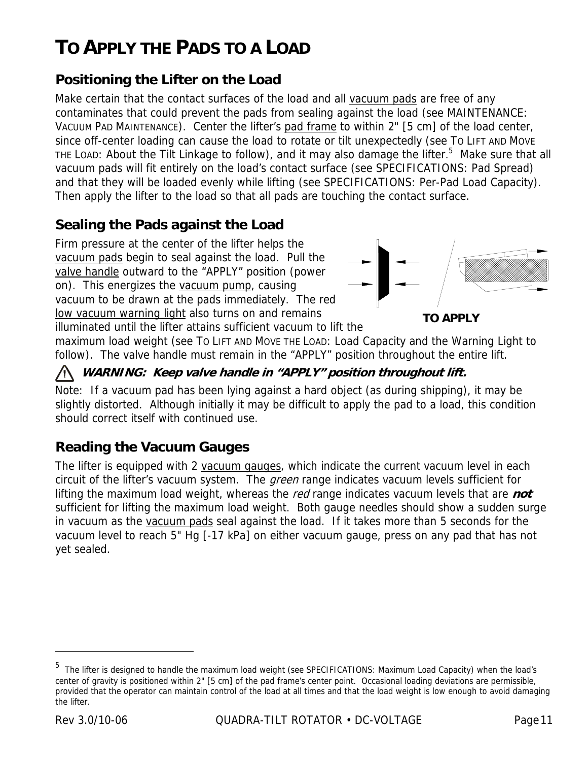# TO APPLY THE PADS TO A LOAD

## Positioning the Lifter on the Load

Make certain that the contact surfaces of the load and all vacuum pads are free of any contaminates that could prevent the pads from sealing against the load (see MAINTENANCE: VACUUM PAD MAINTENANCE). Center the lifter's pad frame to within 2" [5 cm] of the load center, since off-center loading can cause the load to rotate or tilt unexpectedly (see TO LIFT AND MOVE THE LOAD: About the Tilt Linkage to follow), and it may also damage the lifter.[5] Make sure that all vacuum pads will fit entirely on the load's contact surface (see SPECIFICATIONS: Pad Spread) and that they will be loaded evenly while lifting (see SPECIFICATIONS: Per-Pad Load Capacity). Then apply the lifter to the load so that all pads are touching the contact surface.

## Sealing the Pads against the Load

Firm pressure at the center of the lifter helps the vacuum pads begin to seal against the load. Pull the valve handle outward to the "APPLY" position (power on). This energizes the vacuum pump, causing vacuum to be drawn at the pads immediately. The red low vacuum warning light also turns on and remains illuminated until the lifter attains sufficient vacuum to lift the maximum load weight (see TO LIFT AND MOVE THE LOAD: Load Capacity and the Warning Light to follow). The valve handle must remain in the "APPLY" position throughout the entire lift.

**TO APPLY**

⚠ ***WARNING: Keep valve handle in "APPLY" position throughout lift.***

Note: If a vacuum pad has been lying against a hard object (as during shipping), it may be slightly distorted. Although initially it may be difficult to apply the pad to a load, this condition should correct itself with continued use.

## Reading the Vacuum Gauges

The lifter is equipped with 2 vacuum gauges, which indicate the current vacuum level in each circuit of the lifter's vacuum system. The *green* range indicates vacuum levels sufficient for lifting the maximum load weight, whereas the *red* range indicates vacuum levels that are ***not*** sufficient for lifting the maximum load weight. Both gauge needles should show a sudden surge in vacuum as the vacuum pads seal against the load. If it takes more than 5 seconds for the vacuum level to reach 5" Hg [-17 kPa] on either vacuum gauge, press on any pad that has not yet sealed.

---

[5] The lifter is designed to handle the maximum load weight (see SPECIFICATIONS: Maximum Load Capacity) when the load's center of gravity is positioned within 2" [5 cm] of the pad frame's center point. Occasional loading deviations are permissible, provided that the operator can maintain control of the load at all times and that the load weight is low enough to avoid damaging the lifter.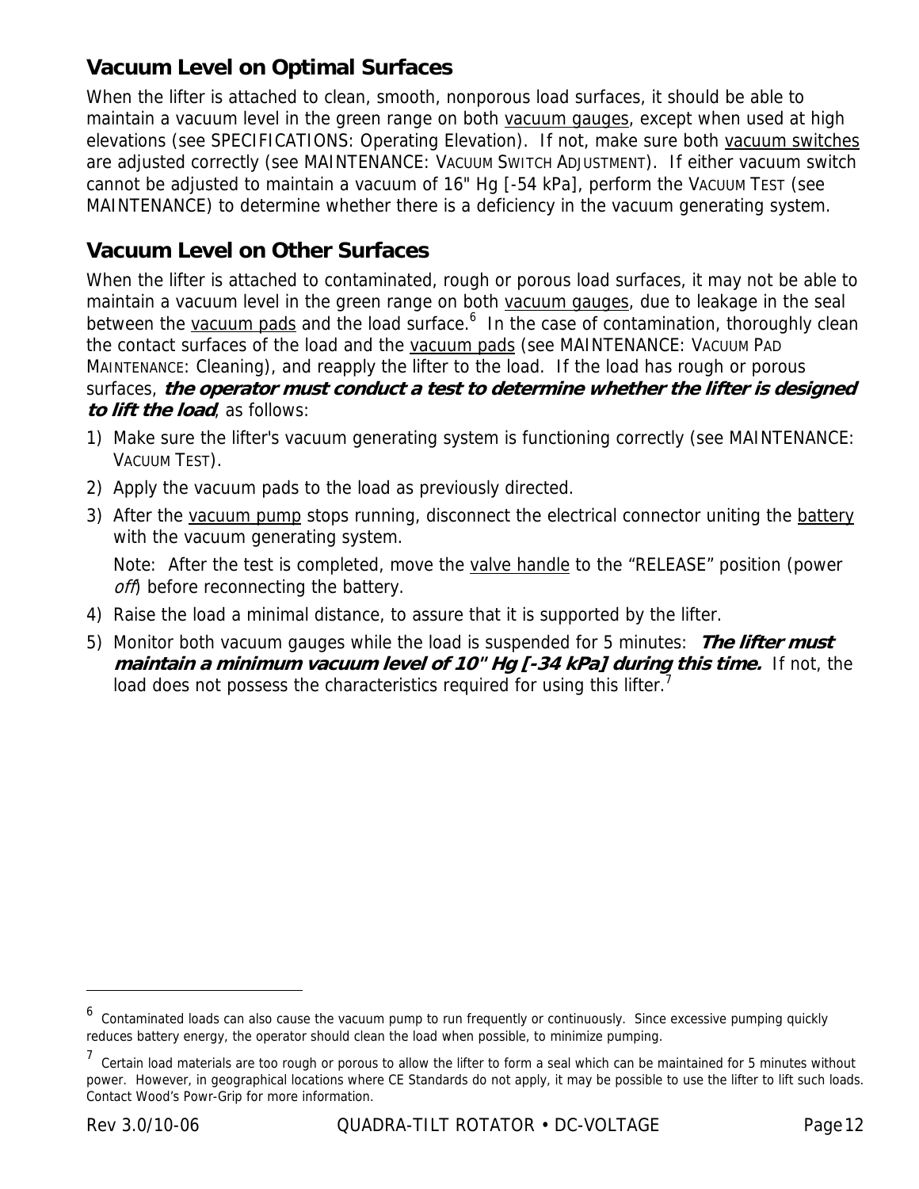## Vacuum Level on Optimal Surfaces

When the lifter is attached to clean, smooth, nonporous load surfaces, it should be able to maintain a vacuum level in the green range on both vacuum gauges, except when used at high elevations (see SPECIFICATIONS: Operating Elevation). If not, make sure both vacuum switches are adjusted correctly (see MAINTENANCE: VACUUM SWITCH ADJUSTMENT). If either vacuum switch cannot be adjusted to maintain a vacuum of 16" Hg [-54 kPa], perform the VACUUM TEST (see MAINTENANCE) to determine whether there is a deficiency in the vacuum generating system.

## Vacuum Level on Other Surfaces

When the lifter is attached to contaminated, rough or porous load surfaces, it may not be able to maintain a vacuum level in the green range on both vacuum gauges, due to leakage in the seal between the vacuum pads and the load surface.[6] In the case of contamination, thoroughly clean the contact surfaces of the load and the vacuum pads (see MAINTENANCE: VACUUM PAD MAINTENANCE: Cleaning), and reapply the lifter to the load. If the load has rough or porous surfaces, ***the operator must conduct a test to determine whether the lifter is designed to lift the load***, as follows:

1) Make sure the lifter's vacuum generating system is functioning correctly (see MAINTENANCE: VACUUM TEST).
2) Apply the vacuum pads to the load as previously directed.
3) After the vacuum pump stops running, disconnect the electrical connector uniting the battery with the vacuum generating system.

   Note: After the test is completed, move the valve handle to the “RELEASE” position (power *off*) before reconnecting the battery.
4) Raise the load a minimal distance, to assure that it is supported by the lifter.
5) Monitor both vacuum gauges while the load is suspended for 5 minutes: ***The lifter must maintain a minimum vacuum level of 10" Hg [-34 kPa] during this time.*** If not, the load does not possess the characteristics required for using this lifter.[7]

---

[6] Contaminated loads can also cause the vacuum pump to run frequently or continuously. Since excessive pumping quickly reduces battery energy, the operator should clean the load when possible, to minimize pumping.

[7] Certain load materials are too rough or porous to allow the lifter to form a seal which can be maintained for 5 minutes without power. However, in geographical locations where CE Standards do not apply, it may be possible to use the lifter to lift such loads. Contact Wood’s Powr-Grip for more information.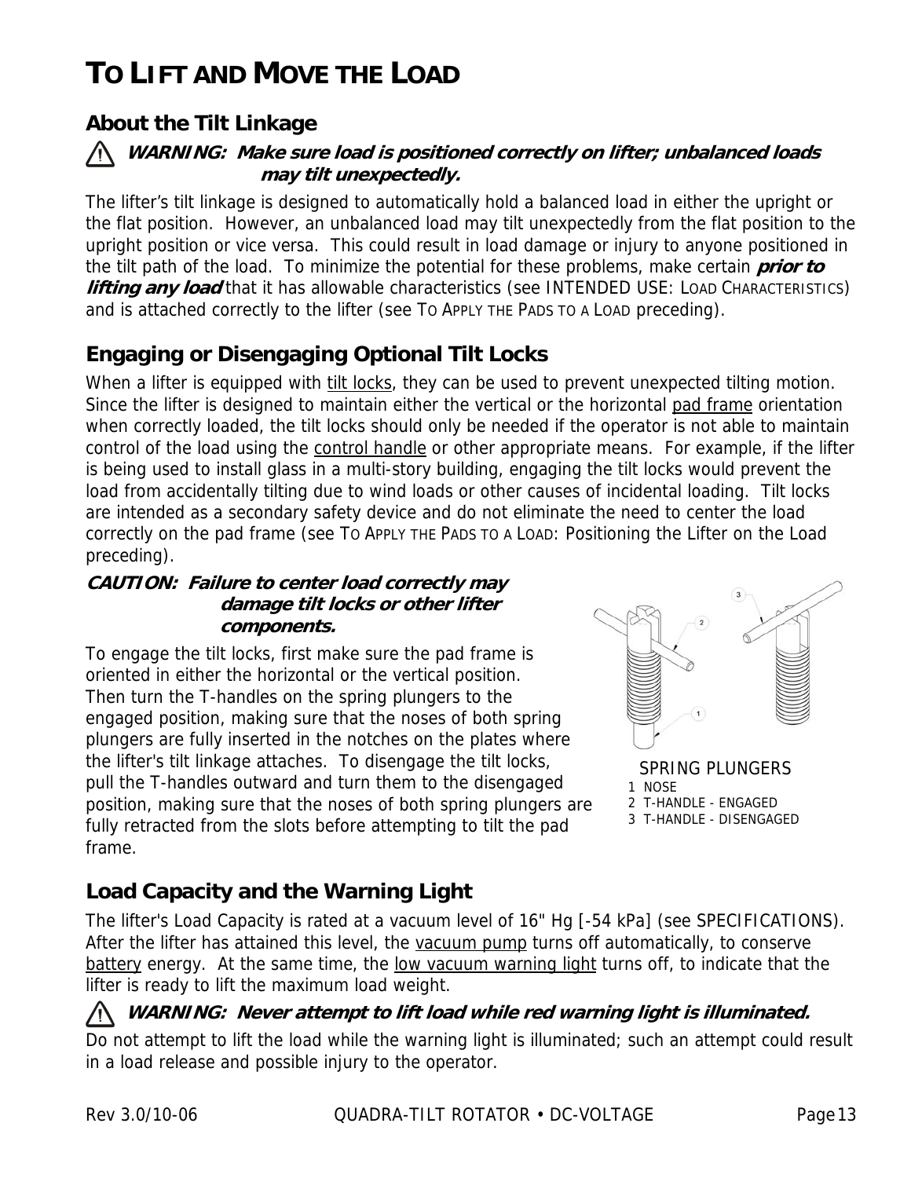# TO LIFT AND MOVE THE LOAD

## About the Tilt Linkage

**⚠ *WARNING: Make sure load is positioned correctly on lifter; unbalanced loads may tilt unexpectedly.***

The lifter's tilt linkage is designed to automatically hold a balanced load in either the upright or the flat position. However, an unbalanced load may tilt unexpectedly from the flat position to the upright position or vice versa. This could result in load damage or injury to anyone positioned in the tilt path of the load. To minimize the potential for these problems, make certain ***prior to lifting any load*** that it has allowable characteristics (see INTENDED USE: LOAD CHARACTERISTICS) and is attached correctly to the lifter (see TO APPLY THE PADS TO A LOAD preceding).

## Engaging or Disengaging Optional Tilt Locks

When a lifter is equipped with tilt locks, they can be used to prevent unexpected tilting motion. Since the lifter is designed to maintain either the vertical or the horizontal pad frame orientation when correctly loaded, the tilt locks should only be needed if the operator is not able to maintain control of the load using the control handle or other appropriate means. For example, if the lifter is being used to install glass in a multi-story building, engaging the tilt locks would prevent the load from accidentally tilting due to wind loads or other causes of incidental loading. Tilt locks are intended as a secondary safety device and do not eliminate the need to center the load correctly on the pad frame (see TO APPLY THE PADS TO A LOAD: Positioning the Lifter on the Load preceding).

***CAUTION: Failure to center load correctly may damage tilt locks or other lifter components.***

To engage the tilt locks, first make sure the pad frame is oriented in either the horizontal or the vertical position. Then turn the T-handles on the spring plungers to the engaged position, making sure that the noses of both spring plungers are fully inserted in the notches on the plates where the lifter's tilt linkage attaches. To disengage the tilt locks, pull the T-handles outward and turn them to the disengaged position, making sure that the noses of both spring plungers are fully retracted from the slots before attempting to tilt the pad frame.

SPRING PLUNGERS
1 NOSE
2 T-HANDLE - ENGAGED
3 T-HANDLE - DISENGAGED

## Load Capacity and the Warning Light

The lifter's Load Capacity is rated at a vacuum level of 16" Hg [-54 kPa] (see SPECIFICATIONS). After the lifter has attained this level, the vacuum pump turns off automatically, to conserve battery energy. At the same time, the low vacuum warning light turns off, to indicate that the lifter is ready to lift the maximum load weight.

**⚠ *WARNING: Never attempt to lift load while red warning light is illuminated.***

Do not attempt to lift the load while the warning light is illuminated; such an attempt could result in a load release and possible injury to the operator.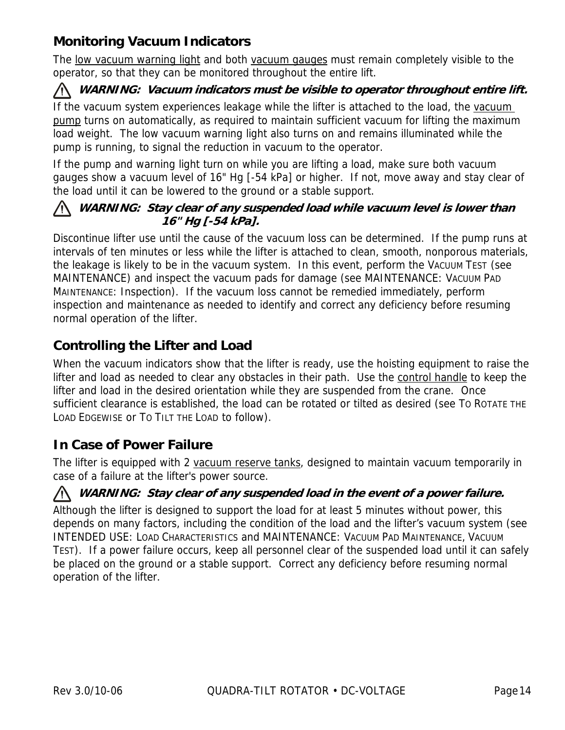## Monitoring Vacuum Indicators

The low vacuum warning light and both vacuum gauges must remain completely visible to the operator, so that they can be monitored throughout the entire lift.

⚠ ***WARNING: Vacuum indicators must be visible to operator throughout entire lift.***

If the vacuum system experiences leakage while the lifter is attached to the load, the vacuum pump turns on automatically, as required to maintain sufficient vacuum for lifting the maximum load weight. The low vacuum warning light also turns on and remains illuminated while the pump is running, to signal the reduction in vacuum to the operator.

If the pump and warning light turn on while you are lifting a load, make sure both vacuum gauges show a vacuum level of 16" Hg [-54 kPa] or higher. If not, move away and stay clear of the load until it can be lowered to the ground or a stable support.

⚠ ***WARNING: Stay clear of any suspended load while vacuum level is lower than 16" Hg [-54 kPa].***

Discontinue lifter use until the cause of the vacuum loss can be determined. If the pump runs at intervals of ten minutes or less while the lifter is attached to clean, smooth, nonporous materials, the leakage is likely to be in the vacuum system. In this event, perform the VACUUM TEST (see MAINTENANCE) and inspect the vacuum pads for damage (see MAINTENANCE: VACUUM PAD MAINTENANCE: Inspection). If the vacuum loss cannot be remedied immediately, perform inspection and maintenance as needed to identify and correct any deficiency before resuming normal operation of the lifter.

## Controlling the Lifter and Load

When the vacuum indicators show that the lifter is ready, use the hoisting equipment to raise the lifter and load as needed to clear any obstacles in their path. Use the control handle to keep the lifter and load in the desired orientation while they are suspended from the crane. Once sufficient clearance is established, the load can be rotated or tilted as desired (see TO ROTATE THE LOAD EDGEWISE or TO TILT THE LOAD to follow).

## In Case of Power Failure

The lifter is equipped with 2 vacuum reserve tanks, designed to maintain vacuum temporarily in case of a failure at the lifter's power source.

⚠ ***WARNING: Stay clear of any suspended load in the event of a power failure.***

Although the lifter is designed to support the load for at least 5 minutes without power, this depends on many factors, including the condition of the load and the lifter's vacuum system (see INTENDED USE: LOAD CHARACTERISTICS and MAINTENANCE: VACUUM PAD MAINTENANCE, VACUUM TEST). If a power failure occurs, keep all personnel clear of the suspended load until it can safely be placed on the ground or a stable support. Correct any deficiency before resuming normal operation of the lifter.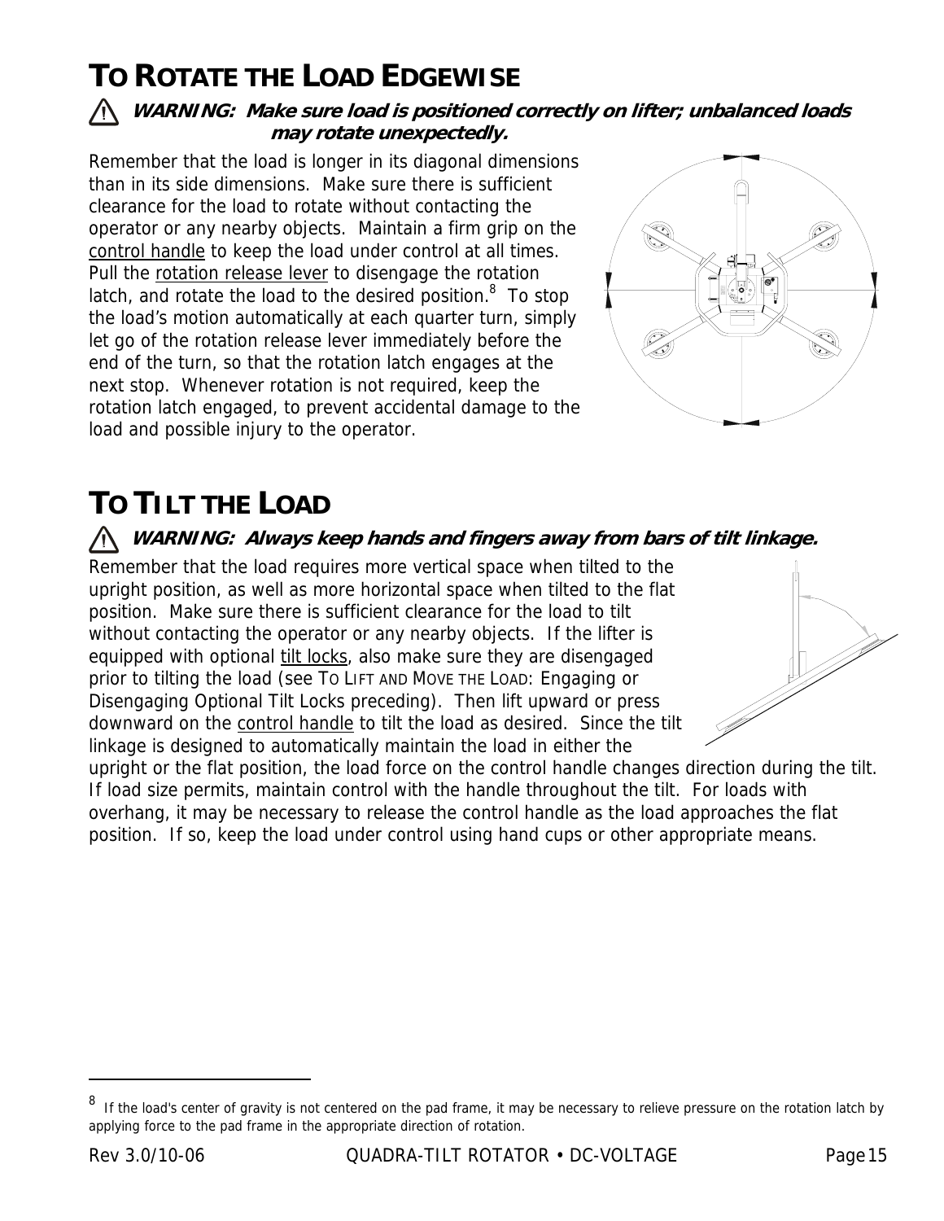## TO ROTATE THE LOAD EDGEWISE

⚠ ***WARNING: Make sure load is positioned correctly on lifter; unbalanced loads may rotate unexpectedly.***

Remember that the load is longer in its diagonal dimensions than in its side dimensions. Make sure there is sufficient clearance for the load to rotate without contacting the operator or any nearby objects. Maintain a firm grip on the control handle to keep the load under control at all times. Pull the rotation release lever to disengage the rotation latch, and rotate the load to the desired position.[8] To stop the load's motion automatically at each quarter turn, simply let go of the rotation release lever immediately before the end of the turn, so that the rotation latch engages at the next stop. Whenever rotation is not required, keep the rotation latch engaged, to prevent accidental damage to the load and possible injury to the operator.

## TO TILT THE LOAD

⚠ ***WARNING: Always keep hands and fingers away from bars of tilt linkage.***

Remember that the load requires more vertical space when tilted to the upright position, as well as more horizontal space when tilted to the flat position. Make sure there is sufficient clearance for the load to tilt without contacting the operator or any nearby objects. If the lifter is equipped with optional tilt locks, also make sure they are disengaged prior to tilting the load (see TO LIFT AND MOVE THE LOAD: Engaging or Disengaging Optional Tilt Locks preceding). Then lift upward or press downward on the control handle to tilt the load as desired. Since the tilt linkage is designed to automatically maintain the load in either the upright or the flat position, the load force on the control handle changes direction during the tilt. If load size permits, maintain control with the handle throughout the tilt. For loads with overhang, it may be necessary to release the control handle as the load approaches the flat position. If so, keep the load under control using hand cups or other appropriate means.

---

[8] If the load's center of gravity is not centered on the pad frame, it may be necessary to relieve pressure on the rotation latch by applying force to the pad frame in the appropriate direction of rotation.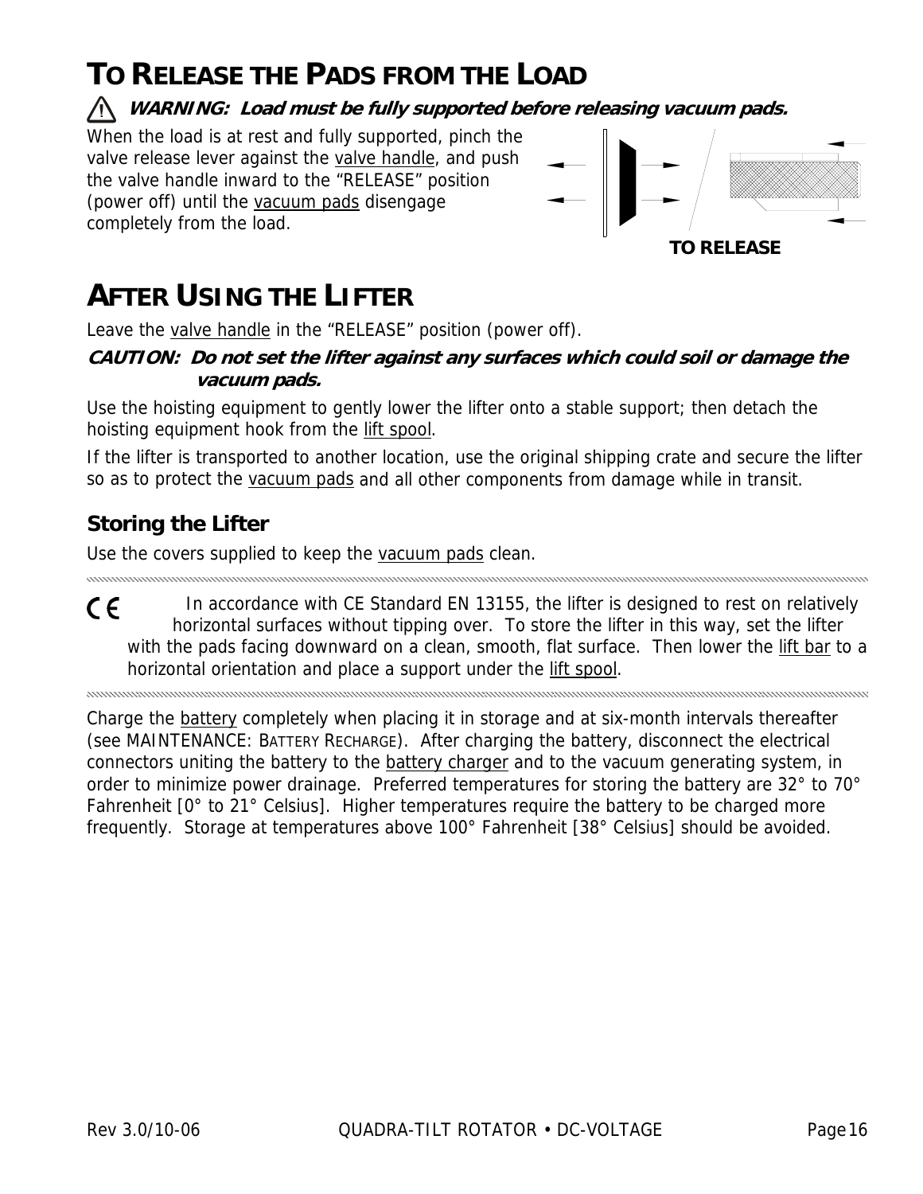# TO RELEASE THE PADS FROM THE LOAD

⚠ ***WARNING: Load must be fully supported before releasing vacuum pads.***

When the load is at rest and fully supported, pinch the valve release lever against the valve handle, and push the valve handle inward to the "RELEASE" position (power off) until the vacuum pads disengage completely from the load.

**TO RELEASE**

# AFTER USING THE LIFTER

Leave the valve handle in the "RELEASE" position (power off).

***CAUTION: Do not set the lifter against any surfaces which could soil or damage the vacuum pads.***

Use the hoisting equipment to gently lower the lifter onto a stable support; then detach the hoisting equipment hook from the lift spool.

If the lifter is transported to another location, use the original shipping crate and secure the lifter so as to protect the vacuum pads and all other components from damage while in transit.

## Storing the Lifter

Use the covers supplied to keep the vacuum pads clean.

---

CE In accordance with CE Standard EN 13155, the lifter is designed to rest on relatively horizontal surfaces without tipping over. To store the lifter in this way, set the lifter with the pads facing downward on a clean, smooth, flat surface. Then lower the lift bar to a horizontal orientation and place a support under the lift spool.

---

Charge the battery completely when placing it in storage and at six-month intervals thereafter (see MAINTENANCE: BATTERY RECHARGE). After charging the battery, disconnect the electrical connectors uniting the battery to the battery charger and to the vacuum generating system, in order to minimize power drainage. Preferred temperatures for storing the battery are 32° to 70° Fahrenheit [0° to 21° Celsius]. Higher temperatures require the battery to be charged more frequently. Storage at temperatures above 100° Fahrenheit [38° Celsius] should be avoided.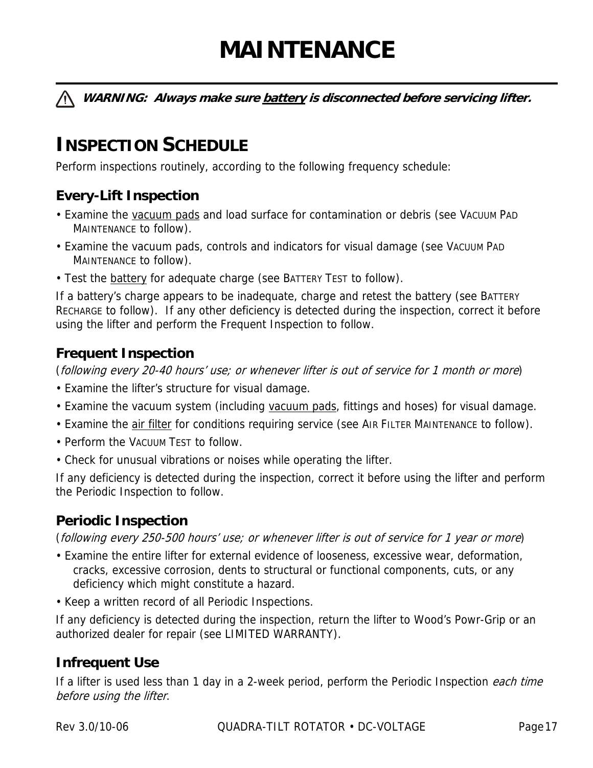# MAINTENANCE

⚠ ***WARNING: Always make sure battery is disconnected before servicing lifter.***

## INSPECTION SCHEDULE

Perform inspections routinely, according to the following frequency schedule:

### Every-Lift Inspection

- Examine the vacuum pads and load surface for contamination or debris (see VACUUM PAD MAINTENANCE to follow).
- Examine the vacuum pads, controls and indicators for visual damage (see VACUUM PAD MAINTENANCE to follow).
- Test the battery for adequate charge (see BATTERY TEST to follow).

If a battery's charge appears to be inadequate, charge and retest the battery (see BATTERY RECHARGE to follow). If any other deficiency is detected during the inspection, correct it before using the lifter and perform the Frequent Inspection to follow.

### Frequent Inspection

(*following every 20-40 hours' use; or whenever lifter is out of service for 1 month or more*)

- Examine the lifter's structure for visual damage.
- Examine the vacuum system (including vacuum pads, fittings and hoses) for visual damage.
- Examine the air filter for conditions requiring service (see AIR FILTER MAINTENANCE to follow).
- Perform the VACUUM TEST to follow.
- Check for unusual vibrations or noises while operating the lifter.

If any deficiency is detected during the inspection, correct it before using the lifter and perform the Periodic Inspection to follow.

### Periodic Inspection

(*following every 250-500 hours' use; or whenever lifter is out of service for 1 year or more*)

- Examine the entire lifter for external evidence of looseness, excessive wear, deformation, cracks, excessive corrosion, dents to structural or functional components, cuts, or any deficiency which might constitute a hazard.
- Keep a written record of all Periodic Inspections.

If any deficiency is detected during the inspection, return the lifter to Wood's Powr-Grip or an authorized dealer for repair (see LIMITED WARRANTY).

### Infrequent Use

If a lifter is used less than 1 day in a 2-week period, perform the Periodic Inspection *each time before using the lifter*.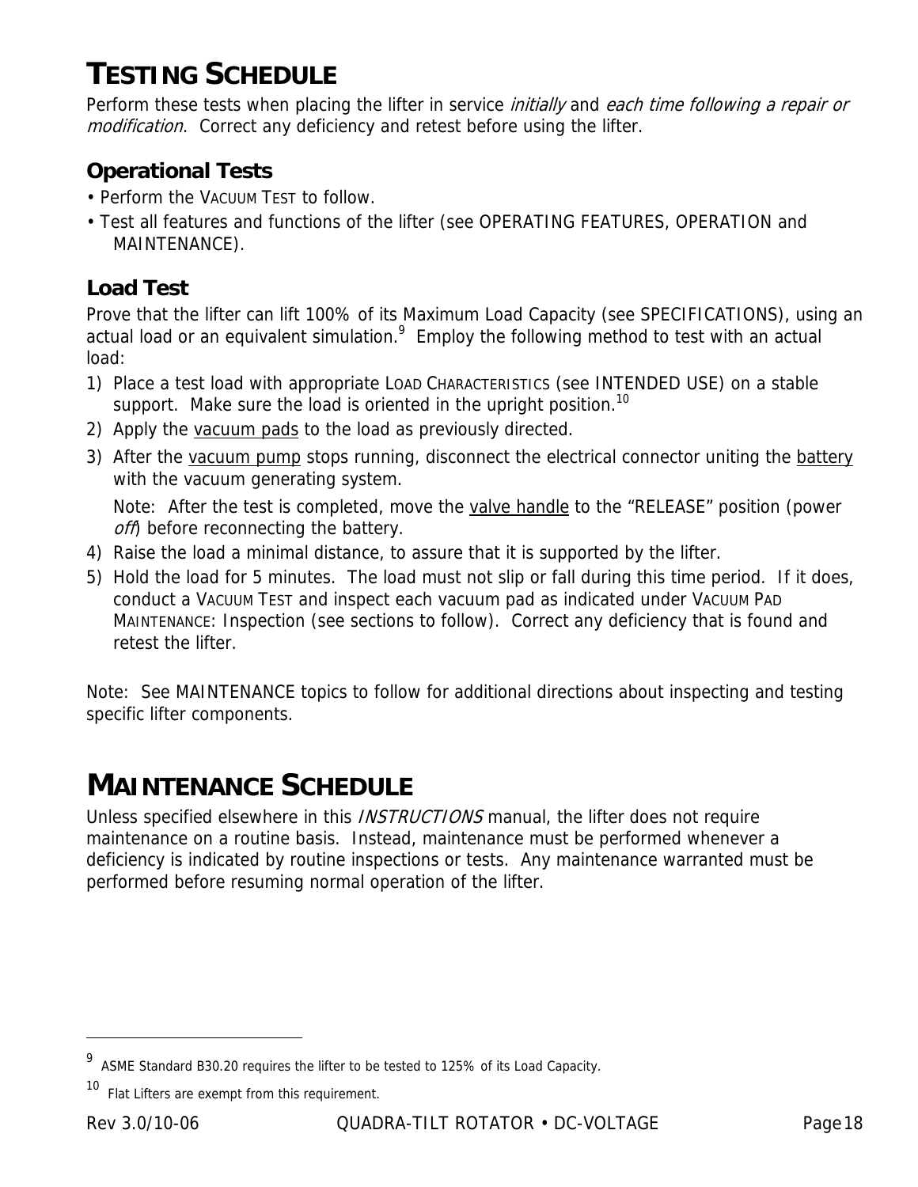# TESTING SCHEDULE

Perform these tests when placing the lifter in service *initially* and *each time following a repair or modification*. Correct any deficiency and retest before using the lifter.

## Operational Tests

- Perform the VACUUM TEST to follow.
- Test all features and functions of the lifter (see OPERATING FEATURES, OPERATION and MAINTENANCE).

## Load Test

Prove that the lifter can lift 100% of its Maximum Load Capacity (see SPECIFICATIONS), using an actual load or an equivalent simulation.[9] Employ the following method to test with an actual load:

1) Place a test load with appropriate LOAD CHARACTERISTICS (see INTENDED USE) on a stable support. Make sure the load is oriented in the upright position.[10]
2) Apply the vacuum pads to the load as previously directed.
3) After the vacuum pump stops running, disconnect the electrical connector uniting the battery with the vacuum generating system.

   Note: After the test is completed, move the valve handle to the "RELEASE" position (power *off*) before reconnecting the battery.
4) Raise the load a minimal distance, to assure that it is supported by the lifter.
5) Hold the load for 5 minutes. The load must not slip or fall during this time period. If it does, conduct a VACUUM TEST and inspect each vacuum pad as indicated under VACUUM PAD MAINTENANCE: Inspection (see sections to follow). Correct any deficiency that is found and retest the lifter.

Note: See MAINTENANCE topics to follow for additional directions about inspecting and testing specific lifter components.

# MAINTENANCE SCHEDULE

Unless specified elsewhere in this *INSTRUCTIONS* manual, the lifter does not require maintenance on a routine basis. Instead, maintenance must be performed whenever a deficiency is indicated by routine inspections or tests. Any maintenance warranted must be performed before resuming normal operation of the lifter.

---

[9] ASME Standard B30.20 requires the lifter to be tested to 125% of its Load Capacity.

[10] Flat Lifters are exempt from this requirement.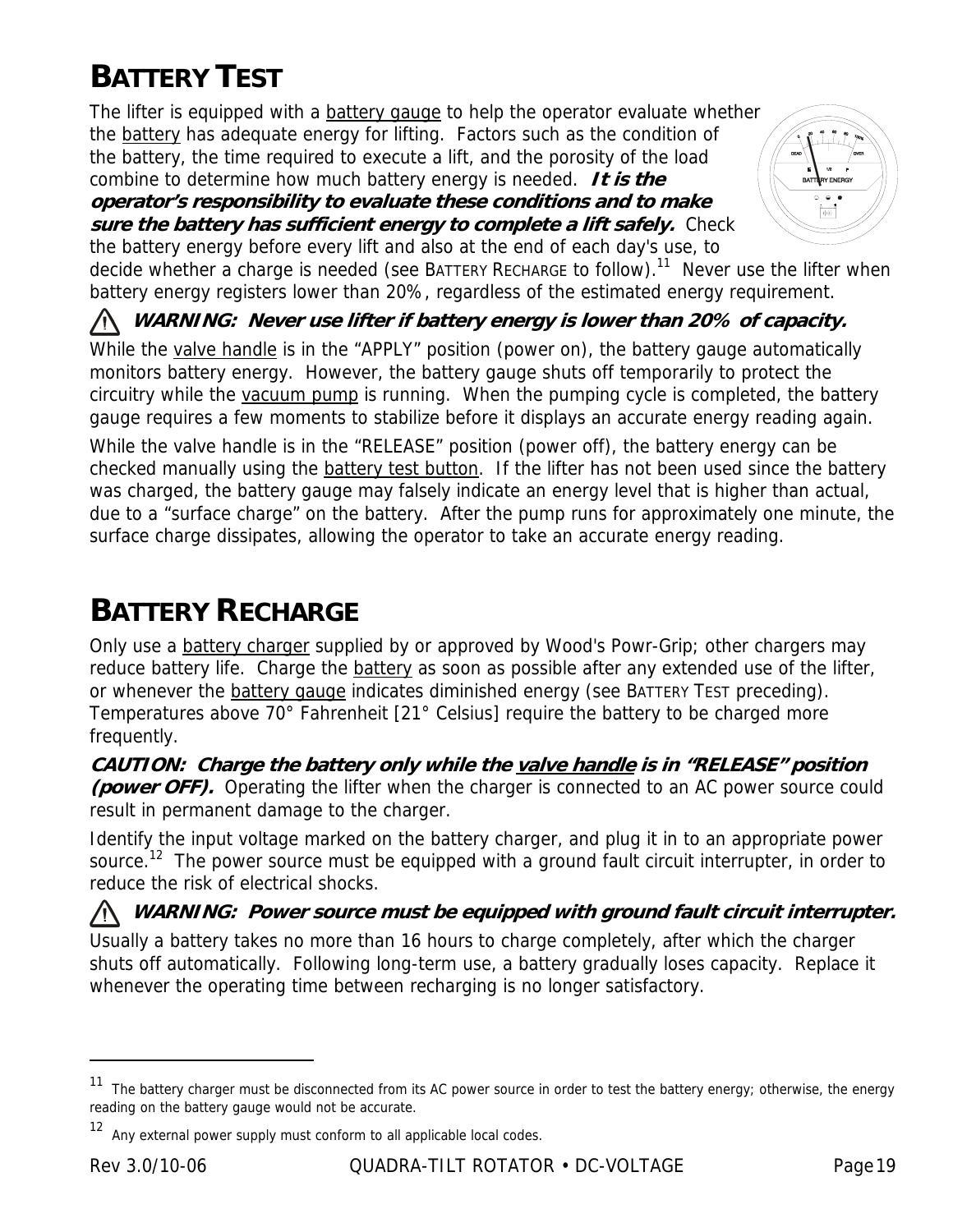# BATTERY TEST

The lifter is equipped with a battery gauge to help the operator evaluate whether the battery has adequate energy for lifting. Factors such as the condition of the battery, the time required to execute a lift, and the porosity of the load combine to determine how much battery energy is needed. ***It is the operator's responsibility to evaluate these conditions and to make sure the battery has sufficient energy to complete a lift safely.*** Check the battery energy before every lift and also at the end of each day's use, to decide whether a charge is needed (see BATTERY RECHARGE to follow).[11] Never use the lifter when battery energy registers lower than 20%, regardless of the estimated energy requirement.

⚠ ***WARNING: Never use lifter if battery energy is lower than 20% of capacity.***

While the valve handle is in the "APPLY" position (power on), the battery gauge automatically monitors battery energy. However, the battery gauge shuts off temporarily to protect the circuitry while the vacuum pump is running. When the pumping cycle is completed, the battery gauge requires a few moments to stabilize before it displays an accurate energy reading again.

While the valve handle is in the "RELEASE" position (power off), the battery energy can be checked manually using the battery test button. If the lifter has not been used since the battery was charged, the battery gauge may falsely indicate an energy level that is higher than actual, due to a "surface charge" on the battery. After the pump runs for approximately one minute, the surface charge dissipates, allowing the operator to take an accurate energy reading.

# BATTERY RECHARGE

Only use a battery charger supplied by or approved by Wood's Powr-Grip; other chargers may reduce battery life. Charge the battery as soon as possible after any extended use of the lifter, or whenever the battery gauge indicates diminished energy (see BATTERY TEST preceding). Temperatures above 70° Fahrenheit [21° Celsius] require the battery to be charged more frequently.

***CAUTION: Charge the battery only while the valve handle is in "RELEASE" position (power OFF).*** Operating the lifter when the charger is connected to an AC power source could result in permanent damage to the charger.

Identify the input voltage marked on the battery charger, and plug it in to an appropriate power source.[12] The power source must be equipped with a ground fault circuit interrupter, in order to reduce the risk of electrical shocks.

⚠ ***WARNING: Power source must be equipped with ground fault circuit interrupter.***

Usually a battery takes no more than 16 hours to charge completely, after which the charger shuts off automatically. Following long-term use, a battery gradually loses capacity. Replace it whenever the operating time between recharging is no longer satisfactory.

---

[11] The battery charger must be disconnected from its AC power source in order to test the battery energy; otherwise, the energy reading on the battery gauge would not be accurate.

[12] Any external power supply must conform to all applicable local codes.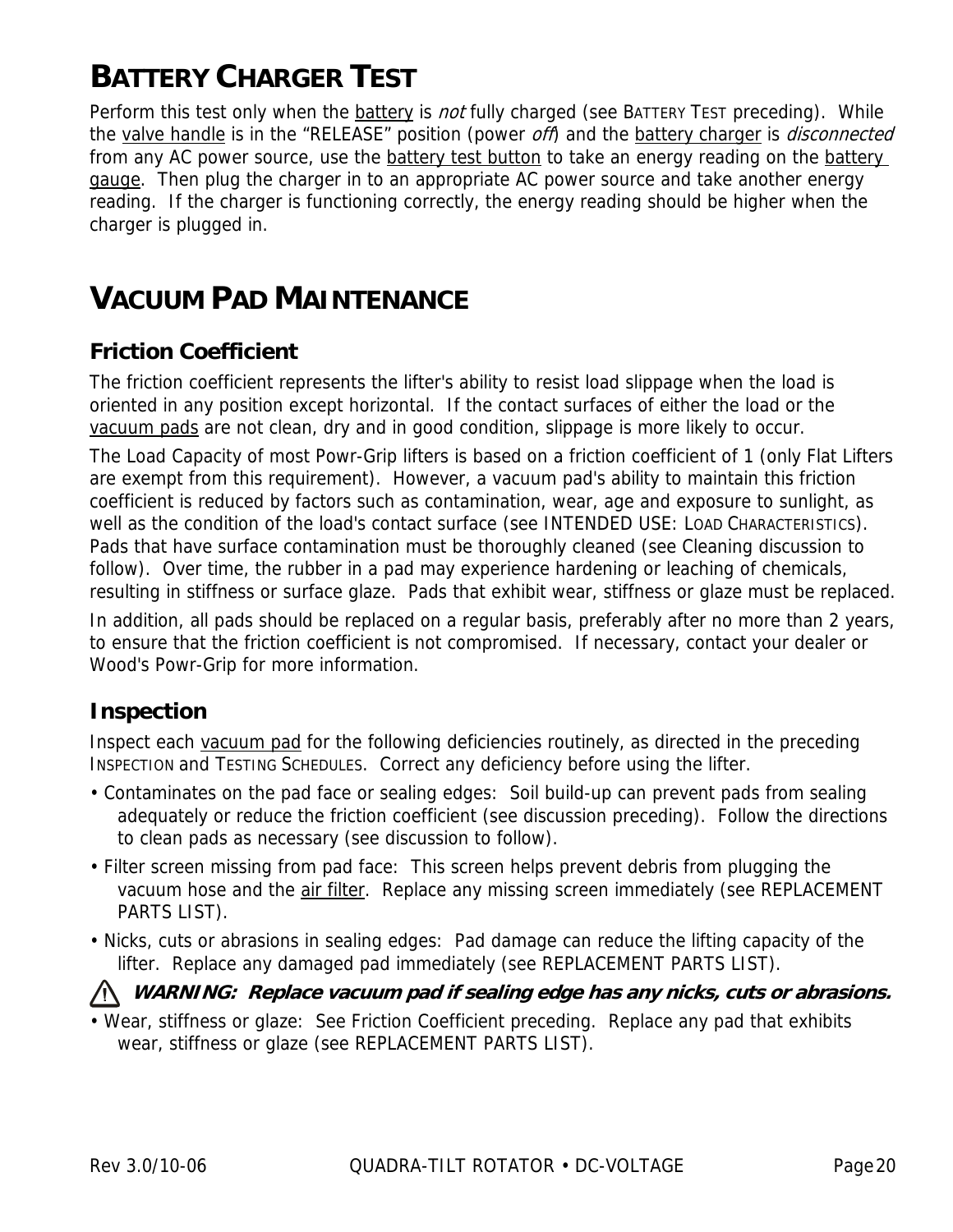# BATTERY CHARGER TEST

Perform this test only when the battery is *not* fully charged (see BATTERY TEST preceding). While the valve handle is in the "RELEASE" position (power *off*) and the battery charger is *disconnected* from any AC power source, use the battery test button to take an energy reading on the battery gauge. Then plug the charger in to an appropriate AC power source and take another energy reading. If the charger is functioning correctly, the energy reading should be higher when the charger is plugged in.

# VACUUM PAD MAINTENANCE

## Friction Coefficient

The friction coefficient represents the lifter's ability to resist load slippage when the load is oriented in any position except horizontal. If the contact surfaces of either the load or the vacuum pads are not clean, dry and in good condition, slippage is more likely to occur.

The Load Capacity of most Powr-Grip lifters is based on a friction coefficient of 1 (only Flat Lifters are exempt from this requirement). However, a vacuum pad's ability to maintain this friction coefficient is reduced by factors such as contamination, wear, age and exposure to sunlight, as well as the condition of the load's contact surface (see INTENDED USE: LOAD CHARACTERISTICS). Pads that have surface contamination must be thoroughly cleaned (see Cleaning discussion to follow). Over time, the rubber in a pad may experience hardening or leaching of chemicals, resulting in stiffness or surface glaze. Pads that exhibit wear, stiffness or glaze must be replaced.

In addition, all pads should be replaced on a regular basis, preferably after no more than 2 years, to ensure that the friction coefficient is not compromised. If necessary, contact your dealer or Wood's Powr-Grip for more information.

## Inspection

Inspect each vacuum pad for the following deficiencies routinely, as directed in the preceding INSPECTION and TESTING SCHEDULES. Correct any deficiency before using the lifter.

- Contaminates on the pad face or sealing edges: Soil build-up can prevent pads from sealing adequately or reduce the friction coefficient (see discussion preceding). Follow the directions to clean pads as necessary (see discussion to follow).
- Filter screen missing from pad face: This screen helps prevent debris from plugging the vacuum hose and the air filter. Replace any missing screen immediately (see REPLACEMENT PARTS LIST).
- Nicks, cuts or abrasions in sealing edges: Pad damage can reduce the lifting capacity of the lifter. Replace any damaged pad immediately (see REPLACEMENT PARTS LIST).

⚠ ***WARNING: Replace vacuum pad if sealing edge has any nicks, cuts or abrasions.***

- Wear, stiffness or glaze: See Friction Coefficient preceding. Replace any pad that exhibits wear, stiffness or glaze (see REPLACEMENT PARTS LIST).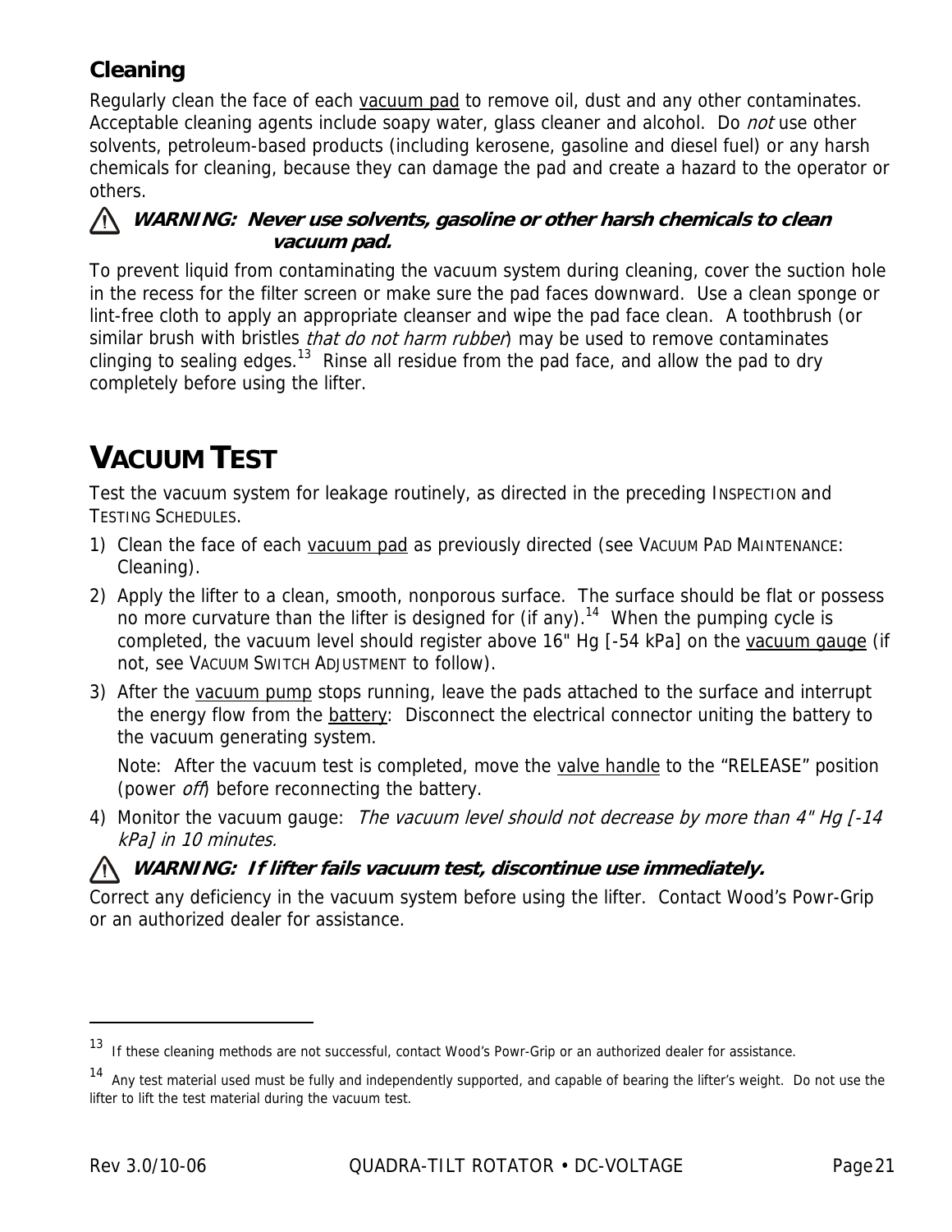### Cleaning

Regularly clean the face of each vacuum pad to remove oil, dust and any other contaminates. Acceptable cleaning agents include soapy water, glass cleaner and alcohol. Do *not* use other solvents, petroleum-based products (including kerosene, gasoline and diesel fuel) or any harsh chemicals for cleaning, because they can damage the pad and create a hazard to the operator or others.

⚠ ***WARNING: Never use solvents, gasoline or other harsh chemicals to clean vacuum pad.***

To prevent liquid from contaminating the vacuum system during cleaning, cover the suction hole in the recess for the filter screen or make sure the pad faces downward. Use a clean sponge or lint-free cloth to apply an appropriate cleanser and wipe the pad face clean. A toothbrush (or similar brush with bristles *that do not harm rubber*) may be used to remove contaminates clinging to sealing edges.[13] Rinse all residue from the pad face, and allow the pad to dry completely before using the lifter.

# VACUUM TEST

Test the vacuum system for leakage routinely, as directed in the preceding INSPECTION and TESTING SCHEDULES.

1) Clean the face of each vacuum pad as previously directed (see VACUUM PAD MAINTENANCE: Cleaning).
2) Apply the lifter to a clean, smooth, nonporous surface. The surface should be flat or possess no more curvature than the lifter is designed for (if any).[14] When the pumping cycle is completed, the vacuum level should register above 16" Hg [-54 kPa] on the vacuum gauge (if not, see VACUUM SWITCH ADJUSTMENT to follow).
3) After the vacuum pump stops running, leave the pads attached to the surface and interrupt the energy flow from the battery: Disconnect the electrical connector uniting the battery to the vacuum generating system.

   Note: After the vacuum test is completed, move the valve handle to the "RELEASE" position (power *off*) before reconnecting the battery.
4) Monitor the vacuum gauge: *The vacuum level should not decrease by more than 4" Hg [-14 kPa] in 10 minutes.*

⚠ ***WARNING: If lifter fails vacuum test, discontinue use immediately.***

Correct any deficiency in the vacuum system before using the lifter. Contact Wood's Powr-Grip or an authorized dealer for assistance.

---

[13] If these cleaning methods are not successful, contact Wood's Powr-Grip or an authorized dealer for assistance.

[14] Any test material used must be fully and independently supported, and capable of bearing the lifter's weight. Do not use the lifter to lift the test material during the vacuum test.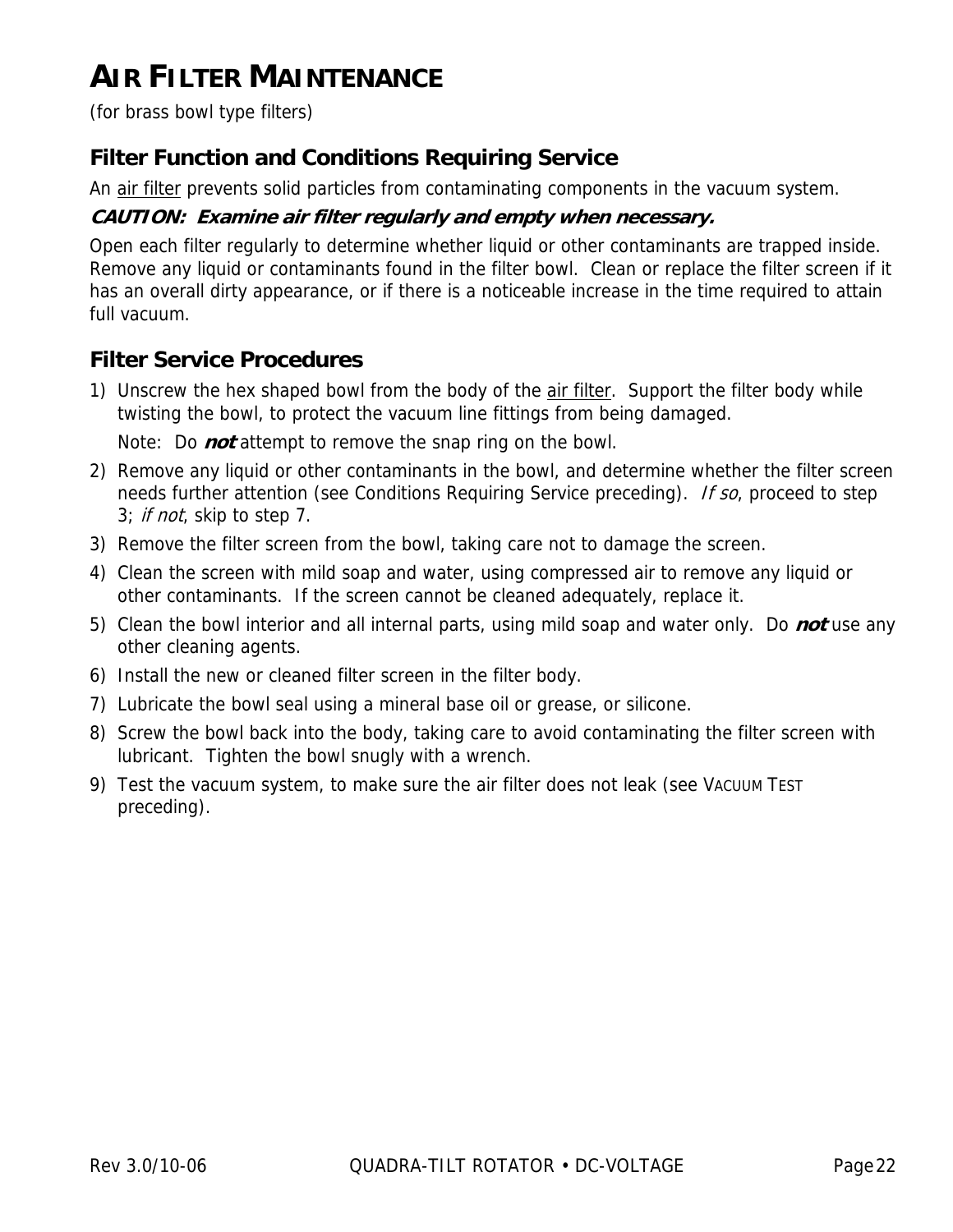# AIR FILTER MAINTENANCE

(for brass bowl type filters)

## Filter Function and Conditions Requiring Service

An air filter prevents solid particles from contaminating components in the vacuum system.

***CAUTION: Examine air filter regularly and empty when necessary.***

Open each filter regularly to determine whether liquid or other contaminants are trapped inside. Remove any liquid or contaminants found in the filter bowl. Clean or replace the filter screen if it has an overall dirty appearance, or if there is a noticeable increase in the time required to attain full vacuum.

## Filter Service Procedures

1) Unscrew the hex shaped bowl from the body of the air filter. Support the filter body while twisting the bowl, to protect the vacuum line fittings from being damaged.

   Note: Do ***not*** attempt to remove the snap ring on the bowl.

2) Remove any liquid or other contaminants in the bowl, and determine whether the filter screen needs further attention (see Conditions Requiring Service preceding). *If so*, proceed to step 3; *if not*, skip to step 7.
3) Remove the filter screen from the bowl, taking care not to damage the screen.
4) Clean the screen with mild soap and water, using compressed air to remove any liquid or other contaminants. If the screen cannot be cleaned adequately, replace it.
5) Clean the bowl interior and all internal parts, using mild soap and water only. Do ***not*** use any other cleaning agents.
6) Install the new or cleaned filter screen in the filter body.
7) Lubricate the bowl seal using a mineral base oil or grease, or silicone.
8) Screw the bowl back into the body, taking care to avoid contaminating the filter screen with lubricant. Tighten the bowl snugly with a wrench.
9) Test the vacuum system, to make sure the air filter does not leak (see VACUUM TEST preceding).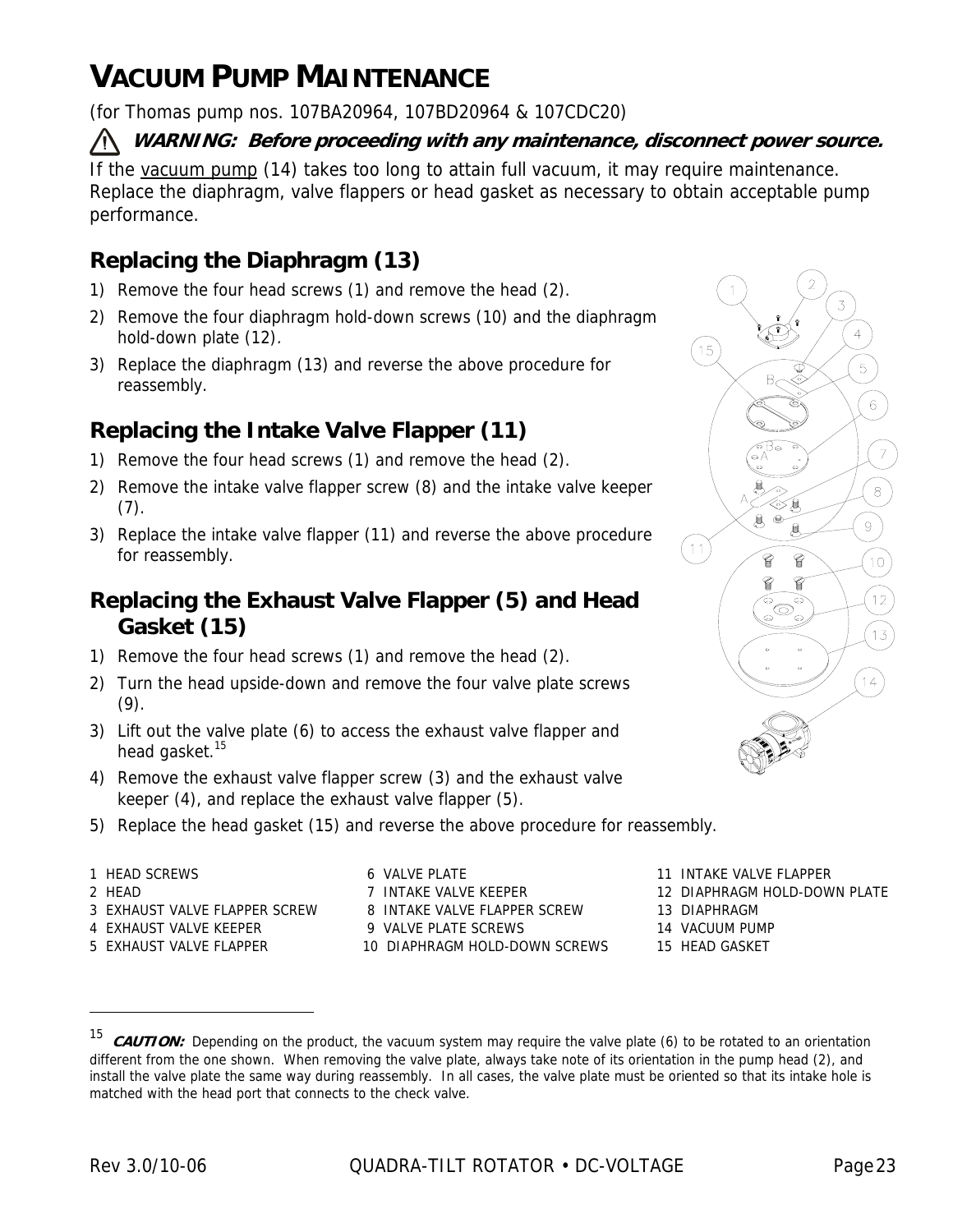# VACUUM PUMP MAINTENANCE

(for Thomas pump nos. 107BA20964, 107BD20964 & 107CDC20)

⚠ ***WARNING: Before proceeding with any maintenance, disconnect power source.***

If the vacuum pump (14) takes too long to attain full vacuum, it may require maintenance. Replace the diaphragm, valve flappers or head gasket as necessary to obtain acceptable pump performance.

## Replacing the Diaphragm (13)

1) Remove the four head screws (1) and remove the head (2).
2) Remove the four diaphragm hold-down screws (10) and the diaphragm hold-down plate (12).
3) Replace the diaphragm (13) and reverse the above procedure for reassembly.

## Replacing the Intake Valve Flapper (11)

1) Remove the four head screws (1) and remove the head (2).
2) Remove the intake valve flapper screw (8) and the intake valve keeper (7).
3) Replace the intake valve flapper (11) and reverse the above procedure for reassembly.

## Replacing the Exhaust Valve Flapper (5) and Head Gasket (15)

1) Remove the four head screws (1) and remove the head (2).
2) Turn the head upside-down and remove the four valve plate screws (9).
3) Lift out the valve plate (6) to access the exhaust valve flapper and head gasket.[15]
4) Remove the exhaust valve flapper screw (3) and the exhaust valve keeper (4), and replace the exhaust valve flapper (5).
5) Replace the head gasket (15) and reverse the above procedure for reassembly.

1 HEAD SCREWS
2 HEAD
3 EXHAUST VALVE FLAPPER SCREW
4 EXHAUST VALVE KEEPER
5 EXHAUST VALVE FLAPPER
6 VALVE PLATE
7 INTAKE VALVE KEEPER
8 INTAKE VALVE FLAPPER SCREW
9 VALVE PLATE SCREWS
10 DIAPHRAGM HOLD-DOWN SCREWS
11 INTAKE VALVE FLAPPER
12 DIAPHRAGM HOLD-DOWN PLATE
13 DIAPHRAGM
14 VACUUM PUMP
15 HEAD GASKET

[15] ***CAUTION:*** Depending on the product, the vacuum system may require the valve plate (6) to be rotated to an orientation different from the one shown. When removing the valve plate, always take note of its orientation in the pump head (2), and install the valve plate the same way during reassembly. In all cases, the valve plate must be oriented so that its intake hole is matched with the head port that connects to the check valve.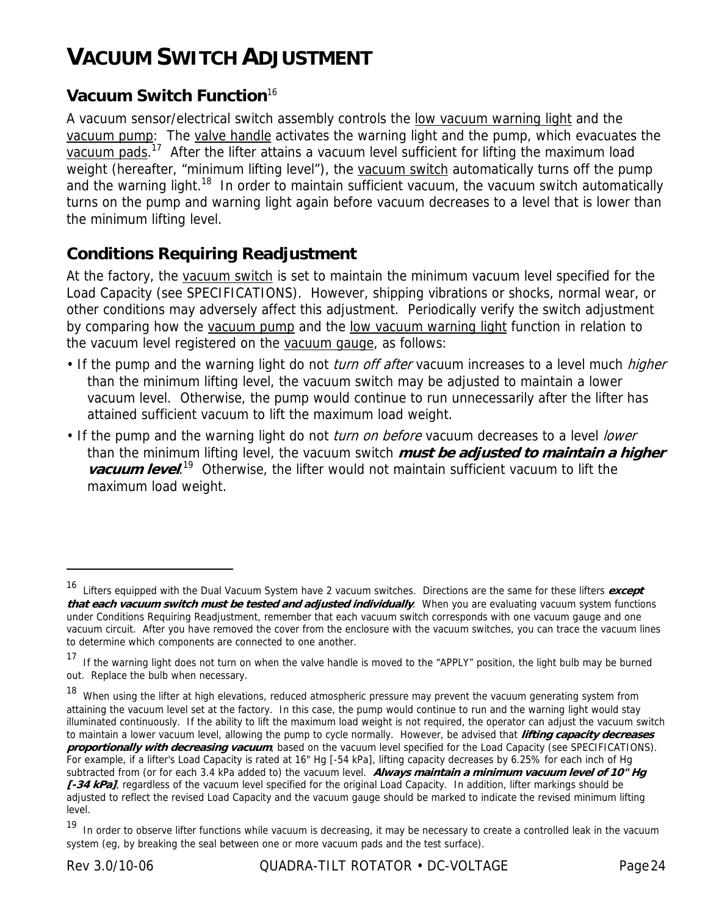# VACUUM SWITCH ADJUSTMENT

## Vacuum Switch Function[16]

A vacuum sensor/electrical switch assembly controls the low vacuum warning light and the vacuum pump: The valve handle activates the warning light and the pump, which evacuates the vacuum pads.[17] After the lifter attains a vacuum level sufficient for lifting the maximum load weight (hereafter, "minimum lifting level"), the vacuum switch automatically turns off the pump and the warning light.[18] In order to maintain sufficient vacuum, the vacuum switch automatically turns on the pump and warning light again before vacuum decreases to a level that is lower than the minimum lifting level.

## Conditions Requiring Readjustment

At the factory, the vacuum switch is set to maintain the minimum vacuum level specified for the Load Capacity (see SPECIFICATIONS). However, shipping vibrations or shocks, normal wear, or other conditions may adversely affect this adjustment. Periodically verify the switch adjustment by comparing how the vacuum pump and the low vacuum warning light function in relation to the vacuum level registered on the vacuum gauge, as follows:

- If the pump and the warning light do not *turn off after* vacuum increases to a level much *higher* than the minimum lifting level, the vacuum switch may be adjusted to maintain a lower vacuum level. Otherwise, the pump would continue to run unnecessarily after the lifter has attained sufficient vacuum to lift the maximum load weight.
- If the pump and the warning light do not *turn on before* vacuum decreases to a level *lower* than the minimum lifting level, the vacuum switch ***must be adjusted to maintain a higher vacuum level***.[19] Otherwise, the lifter would not maintain sufficient vacuum to lift the maximum load weight.

---

[16] Lifters equipped with the Dual Vacuum System have 2 vacuum switches. Directions are the same for these lifters ***except that each vacuum switch must be tested and adjusted individually***. When you are evaluating vacuum system functions under Conditions Requiring Readjustment, remember that each vacuum switch corresponds with one vacuum gauge and one vacuum circuit. After you have removed the cover from the enclosure with the vacuum switches, you can trace the vacuum lines to determine which components are connected to one another.

[17] If the warning light does not turn on when the valve handle is moved to the "APPLY" position, the light bulb may be burned out. Replace the bulb when necessary.

[18] When using the lifter at high elevations, reduced atmospheric pressure may prevent the vacuum generating system from attaining the vacuum level set at the factory. In this case, the pump would continue to run and the warning light would stay illuminated continuously. If the ability to lift the maximum load weight is not required, the operator can adjust the vacuum switch to maintain a lower vacuum level, allowing the pump to cycle normally. However, be advised that ***lifting capacity decreases proportionally with decreasing vacuum***, based on the vacuum level specified for the Load Capacity (see SPECIFICATIONS). For example, if a lifter's Load Capacity is rated at 16" Hg [-54 kPa], lifting capacity decreases by 6.25% for each inch of Hg subtracted from (or for each 3.4 kPa added to) the vacuum level. ***Always maintain a minimum vacuum level of 10" Hg [-34 kPa]***, regardless of the vacuum level specified for the original Load Capacity. In addition, lifter markings should be adjusted to reflect the revised Load Capacity and the vacuum gauge should be marked to indicate the revised minimum lifting level.

[19] In order to observe lifter functions while vacuum is decreasing, it may be necessary to create a controlled leak in the vacuum system (eg, by breaking the seal between one or more vacuum pads and the test surface).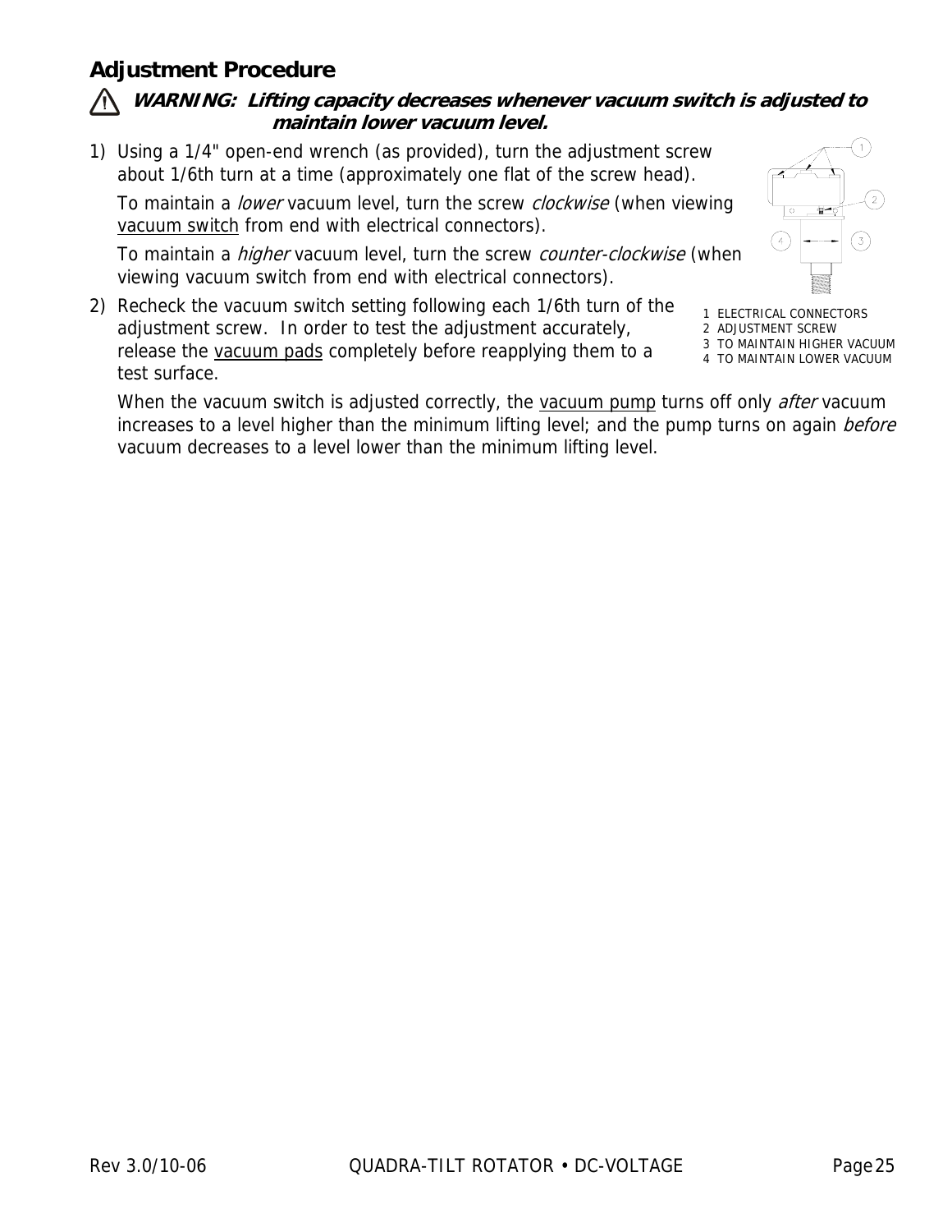## Adjustment Procedure

⚠ ***WARNING: Lifting capacity decreases whenever vacuum switch is adjusted to maintain lower vacuum level.***

1) Using a 1/4" open-end wrench (as provided), turn the adjustment screw about 1/6th turn at a time (approximately one flat of the screw head).

   To maintain a *lower* vacuum level, turn the screw *clockwise* (when viewing vacuum switch from end with electrical connectors).

   To maintain a *higher* vacuum level, turn the screw *counter-clockwise* (when viewing vacuum switch from end with electrical connectors).

1 ELECTRICAL CONNECTORS
2 ADJUSTMENT SCREW
3 TO MAINTAIN HIGHER VACUUM
4 TO MAINTAIN LOWER VACUUM

2) Recheck the vacuum switch setting following each 1/6th turn of the adjustment screw. In order to test the adjustment accurately, release the vacuum pads completely before reapplying them to a test surface.

   When the vacuum switch is adjusted correctly, the vacuum pump turns off only *after* vacuum increases to a level higher than the minimum lifting level; and the pump turns on again *before* vacuum decreases to a level lower than the minimum lifting level.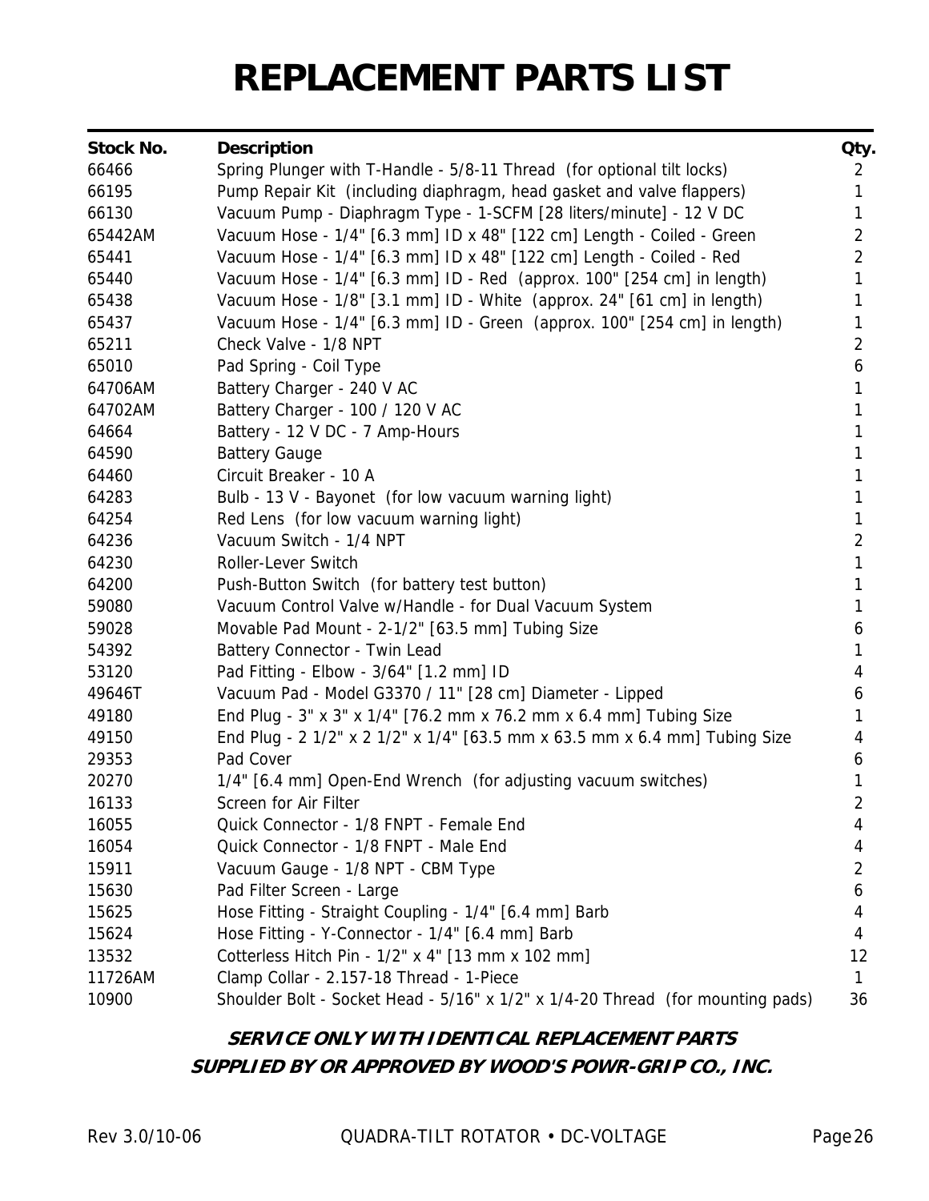# REPLACEMENT PARTS LIST

| Stock No. | Description | Qty. |
|---|---|---|
| 66466 | Spring Plunger with T-Handle - 5/8-11 Thread (for optional tilt locks) | 2 |
| 66195 | Pump Repair Kit (including diaphragm, head gasket and valve flappers) | 1 |
| 66130 | Vacuum Pump - Diaphragm Type - 1-SCFM [28 liters/minute] - 12 V DC | 1 |
| 65442AM | Vacuum Hose - 1/4" [6.3 mm] ID x 48" [122 cm] Length - Coiled - Green | 2 |
| 65441 | Vacuum Hose - 1/4" [6.3 mm] ID x 48" [122 cm] Length - Coiled - Red | 2 |
| 65440 | Vacuum Hose - 1/4" [6.3 mm] ID - Red (approx. 100" [254 cm] in length) | 1 |
| 65438 | Vacuum Hose - 1/8" [3.1 mm] ID - White (approx. 24" [61 cm] in length) | 1 |
| 65437 | Vacuum Hose - 1/4" [6.3 mm] ID - Green (approx. 100" [254 cm] in length) | 1 |
| 65211 | Check Valve - 1/8 NPT | 2 |
| 65010 | Pad Spring - Coil Type | 6 |
| 64706AM | Battery Charger - 240 V AC | 1 |
| 64702AM | Battery Charger - 100 / 120 V AC | 1 |
| 64664 | Battery - 12 V DC - 7 Amp-Hours | 1 |
| 64590 | Battery Gauge | 1 |
| 64460 | Circuit Breaker - 10 A | 1 |
| 64283 | Bulb - 13 V - Bayonet (for low vacuum warning light) | 1 |
| 64254 | Red Lens (for low vacuum warning light) | 1 |
| 64236 | Vacuum Switch - 1/4 NPT | 2 |
| 64230 | Roller-Lever Switch | 1 |
| 64200 | Push-Button Switch (for battery test button) | 1 |
| 59080 | Vacuum Control Valve w/Handle - for Dual Vacuum System | 1 |
| 59028 | Movable Pad Mount - 2-1/2" [63.5 mm] Tubing Size | 6 |
| 54392 | Battery Connector - Twin Lead | 1 |
| 53120 | Pad Fitting - Elbow - 3/64" [1.2 mm] ID | 4 |
| 49646T | Vacuum Pad - Model G3370 / 11" [28 cm] Diameter - Lipped | 6 |
| 49180 | End Plug - 3" x 3" x 1/4" [76.2 mm x 76.2 mm x 6.4 mm] Tubing Size | 1 |
| 49150 | End Plug - 2 1/2" x 2 1/2" x 1/4" [63.5 mm x 63.5 mm x 6.4 mm] Tubing Size | 4 |
| 29353 | Pad Cover | 6 |
| 20270 | 1/4" [6.4 mm] Open-End Wrench (for adjusting vacuum switches) | 1 |
| 16133 | Screen for Air Filter | 2 |
| 16055 | Quick Connector - 1/8 FNPT - Female End | 4 |
| 16054 | Quick Connector - 1/8 FNPT - Male End | 4 |
| 15911 | Vacuum Gauge - 1/8 NPT - CBM Type | 2 |
| 15630 | Pad Filter Screen - Large | 6 |
| 15625 | Hose Fitting - Straight Coupling - 1/4" [6.4 mm] Barb | 4 |
| 15624 | Hose Fitting - Y-Connector - 1/4" [6.4 mm] Barb | 4 |
| 13532 | Cotterless Hitch Pin - 1/2" x 4" [13 mm x 102 mm] | 12 |
| 11726AM | Clamp Collar - 2.157-18 Thread - 1-Piece | 1 |
| 10900 | Shoulder Bolt - Socket Head - 5/16" x 1/2" x 1/4-20 Thread (for mounting pads) | 36 |

***SERVICE ONLY WITH IDENTICAL REPLACEMENT PARTS***
***SUPPLIED BY OR APPROVED BY WOOD'S POWR-GRIP CO., INC.***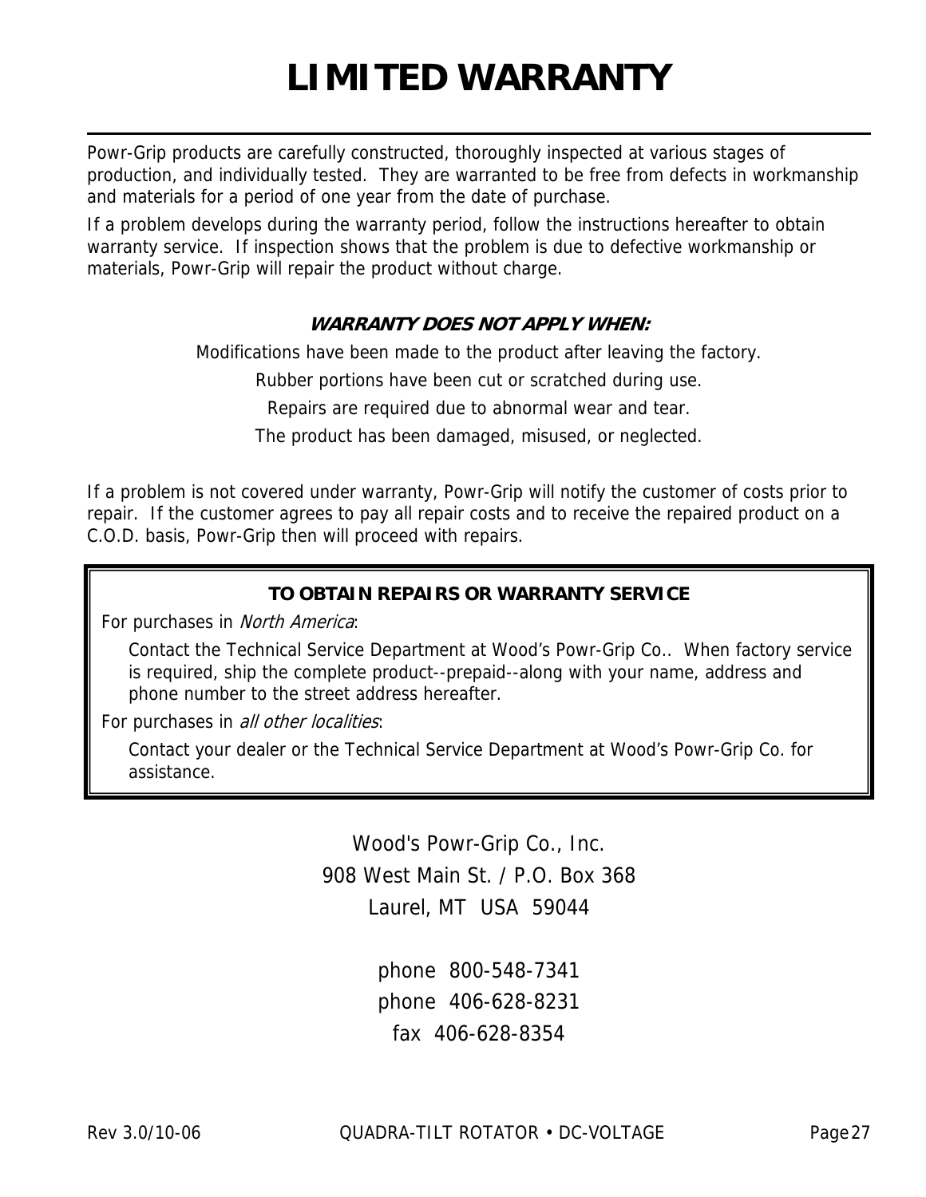# LIMITED WARRANTY

Powr-Grip products are carefully constructed, thoroughly inspected at various stages of production, and individually tested. They are warranted to be free from defects in workmanship and materials for a period of one year from the date of purchase.

If a problem develops during the warranty period, follow the instructions hereafter to obtain warranty service. If inspection shows that the problem is due to defective workmanship or materials, Powr-Grip will repair the product without charge.

***WARRANTY DOES NOT APPLY WHEN:***

Modifications have been made to the product after leaving the factory.

Rubber portions have been cut or scratched during use.

Repairs are required due to abnormal wear and tear.

The product has been damaged, misused, or neglected.

If a problem is not covered under warranty, Powr-Grip will notify the customer of costs prior to repair. If the customer agrees to pay all repair costs and to receive the repaired product on a C.O.D. basis, Powr-Grip then will proceed with repairs.

**TO OBTAIN REPAIRS OR WARRANTY SERVICE**

For purchases in *North America*:

Contact the Technical Service Department at Wood's Powr-Grip Co.. When factory service is required, ship the complete product--prepaid--along with your name, address and phone number to the street address hereafter.

For purchases in *all other localities*:

Contact your dealer or the Technical Service Department at Wood's Powr-Grip Co. for assistance.

Wood's Powr-Grip Co., Inc.
908 West Main St. / P.O. Box 368
Laurel, MT USA 59044

phone 800-548-7341
phone 406-628-8231
fax 406-628-8354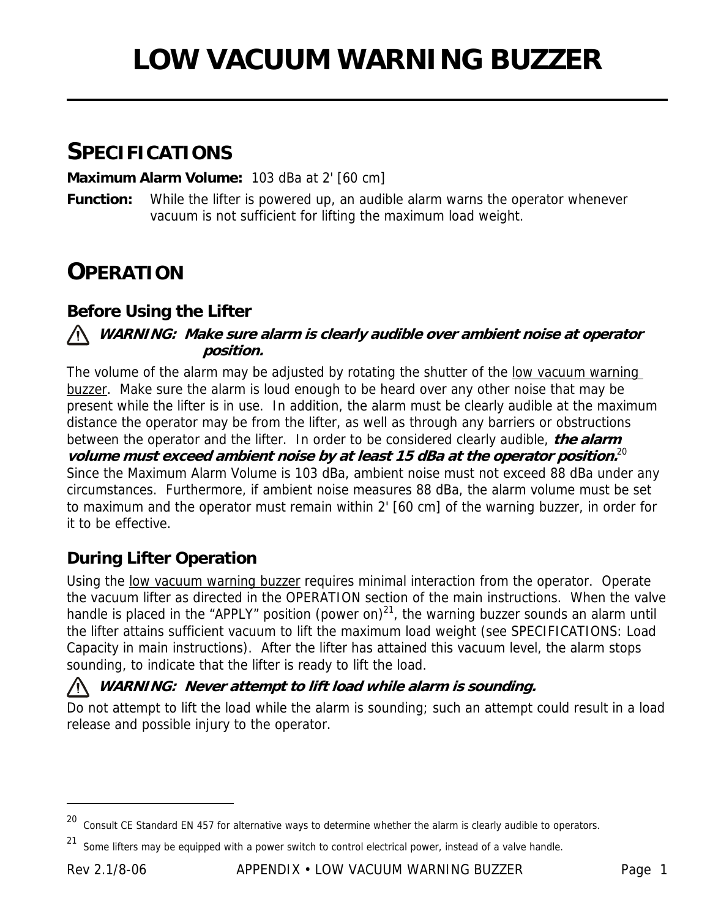# LOW VACUUM WARNING BUZZER

## SPECIFICATIONS

**Maximum Alarm Volume:** 103 dBa at 2' [60 cm]

**Function:** While the lifter is powered up, an audible alarm warns the operator whenever vacuum is not sufficient for lifting the maximum load weight.

## OPERATION

### Before Using the Lifter

⚠ ***WARNING: Make sure alarm is clearly audible over ambient noise at operator position.***

The volume of the alarm may be adjusted by rotating the shutter of the low vacuum warning buzzer. Make sure the alarm is loud enough to be heard over any other noise that may be present while the lifter is in use. In addition, the alarm must be clearly audible at the maximum distance the operator may be from the lifter, as well as through any barriers or obstructions between the operator and the lifter. In order to be considered clearly audible, ***the alarm volume must exceed ambient noise by at least 15 dBa at the operator position.***[20] Since the Maximum Alarm Volume is 103 dBa, ambient noise must not exceed 88 dBa under any circumstances. Furthermore, if ambient noise measures 88 dBa, the alarm volume must be set to maximum and the operator must remain within 2' [60 cm] of the warning buzzer, in order for it to be effective.

### During Lifter Operation

Using the low vacuum warning buzzer requires minimal interaction from the operator. Operate the vacuum lifter as directed in the OPERATION section of the main instructions. When the valve handle is placed in the "APPLY" position (power on)[21], the warning buzzer sounds an alarm until the lifter attains sufficient vacuum to lift the maximum load weight (see SPECIFICATIONS: Load Capacity in main instructions). After the lifter has attained this vacuum level, the alarm stops sounding, to indicate that the lifter is ready to lift the load.

⚠ ***WARNING: Never attempt to lift load while alarm is sounding.***

Do not attempt to lift the load while the alarm is sounding; such an attempt could result in a load release and possible injury to the operator.

---

[20] Consult CE Standard EN 457 for alternative ways to determine whether the alarm is clearly audible to operators.

[21] Some lifters may be equipped with a power switch to control electrical power, instead of a valve handle.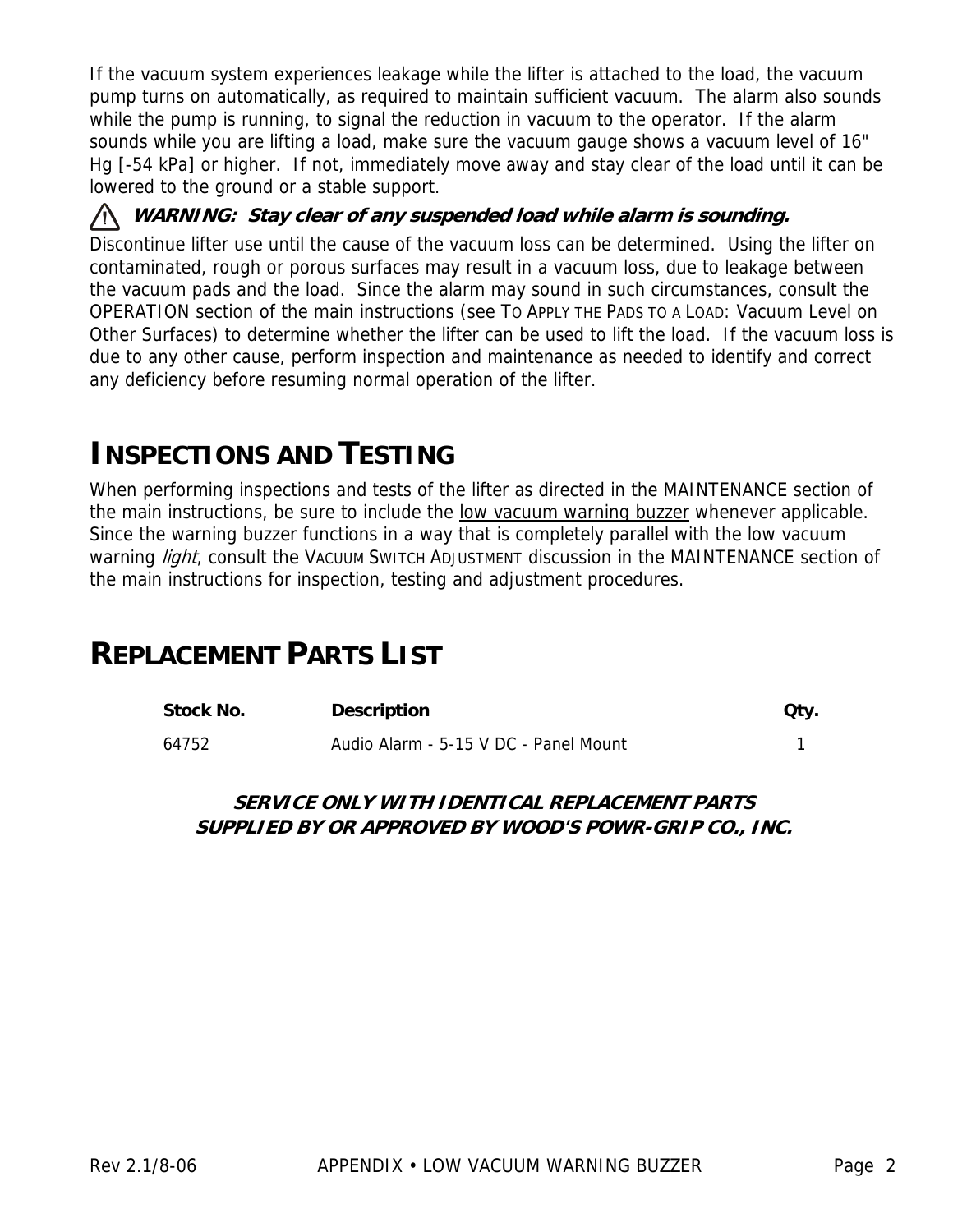If the vacuum system experiences leakage while the lifter is attached to the load, the vacuum pump turns on automatically, as required to maintain sufficient vacuum. The alarm also sounds while the pump is running, to signal the reduction in vacuum to the operator. If the alarm sounds while you are lifting a load, make sure the vacuum gauge shows a vacuum level of 16" Hg [-54 kPa] or higher. If not, immediately move away and stay clear of the load until it can be lowered to the ground or a stable support.

⚠ ***WARNING: Stay clear of any suspended load while alarm is sounding.***

Discontinue lifter use until the cause of the vacuum loss can be determined. Using the lifter on contaminated, rough or porous surfaces may result in a vacuum loss, due to leakage between the vacuum pads and the load. Since the alarm may sound in such circumstances, consult the OPERATION section of the main instructions (see TO APPLY THE PADS TO A LOAD: Vacuum Level on Other Surfaces) to determine whether the lifter can be used to lift the load. If the vacuum loss is due to any other cause, perform inspection and maintenance as needed to identify and correct any deficiency before resuming normal operation of the lifter.

# INSPECTIONS AND TESTING

When performing inspections and tests of the lifter as directed in the MAINTENANCE section of the main instructions, be sure to include the low vacuum warning buzzer whenever applicable. Since the warning buzzer functions in a way that is completely parallel with the low vacuum warning *light*, consult the VACUUM SWITCH ADJUSTMENT discussion in the MAINTENANCE section of the main instructions for inspection, testing and adjustment procedures.

# REPLACEMENT PARTS LIST

| Stock No. | Description | Qty. |
|---|---|---|
| 64752 | Audio Alarm - 5-15 V DC - Panel Mount | 1 |

***SERVICE ONLY WITH IDENTICAL REPLACEMENT PARTS SUPPLIED BY OR APPROVED BY WOOD'S POWR-GRIP CO., INC.***